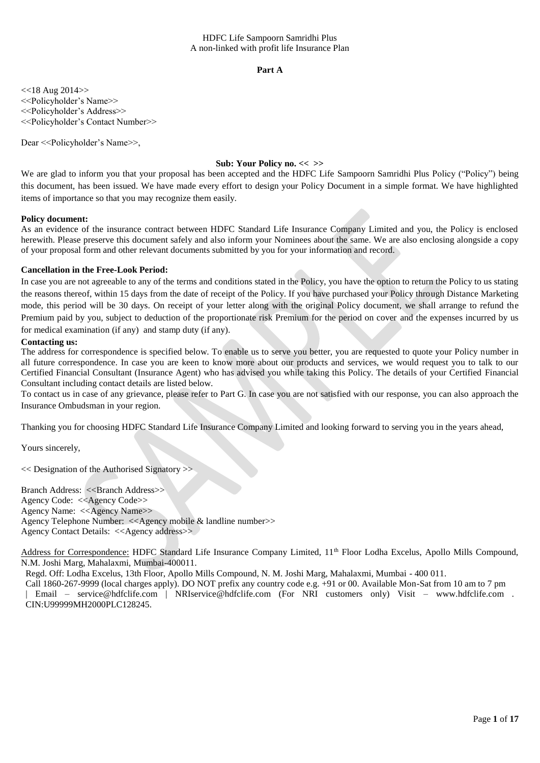HDFC Life Sampoorn Samridhi Plus
A non-linked with profit life Insurance Plan

**Part A**

<<18 Aug 2014>>
<<Policyholder's Name>>
<<Policyholder's Address>>
<<Policyholder's Contact Number>>

Dear <<Policyholder's Name>>,

**Sub: Your Policy no. << >>**

We are glad to inform you that your proposal has been accepted and the HDFC Life Sampoorn Samridhi Plus Policy ("Policy") being this document, has been issued. We have made every effort to design your Policy Document in a simple format. We have highlighted items of importance so that you may recognize them easily.

**Policy document:**
As an evidence of the insurance contract between HDFC Standard Life Insurance Company Limited and you, the Policy is enclosed herewith. Please preserve this document safely and also inform your Nominees about the same. We are also enclosing alongside a copy of your proposal form and other relevant documents submitted by you for your information and record.

**Cancellation in the Free-Look Period:**
In case you are not agreeable to any of the terms and conditions stated in the Policy, you have the option to return the Policy to us stating the reasons thereof, within 15 days from the date of receipt of the Policy. If you have purchased your Policy through Distance Marketing mode, this period will be 30 days. On receipt of your letter along with the original Policy document, we shall arrange to refund the Premium paid by you, subject to deduction of the proportionate risk Premium for the period on cover and the expenses incurred by us for medical examination (if any) and stamp duty (if any).

**Contacting us:**
The address for correspondence is specified below. To enable us to serve you better, you are requested to quote your Policy number in all future correspondence. In case you are keen to know more about our products and services, we would request you to talk to our Certified Financial Consultant (Insurance Agent) who has advised you while taking this Policy. The details of your Certified Financial Consultant including contact details are listed below.
To contact us in case of any grievance, please refer to Part G. In case you are not satisfied with our response, you can also approach the Insurance Ombudsman in your region.

Thanking you for choosing HDFC Standard Life Insurance Company Limited and looking forward to serving you in the years ahead,

Yours sincerely,

<< Designation of the Authorised Signatory >>

Branch Address: <<Branch Address>>
Agency Code: <<Agency Code>>
Agency Name: <<Agency Name>>
Agency Telephone Number: <<Agency mobile & landline number>>
Agency Contact Details: <<Agency address>>

Address for Correspondence: HDFC Standard Life Insurance Company Limited, 11th Floor Lodha Excelus, Apollo Mills Compound, N.M. Joshi Marg, Mahalaxmi, Mumbai-400011.
Regd. Off: Lodha Excelus, 13th Floor, Apollo Mills Compound, N. M. Joshi Marg, Mahalaxmi, Mumbai - 400 011.
Call 1860-267-9999 (local charges apply). DO NOT prefix any country code e.g. +91 or 00. Available Mon-Sat from 10 am to 7 pm | Email – service@hdfclife.com | NRIservice@hdfclife.com (For NRI customers only) Visit – www.hdfclife.com . CIN:U99999MH2000PLC128245.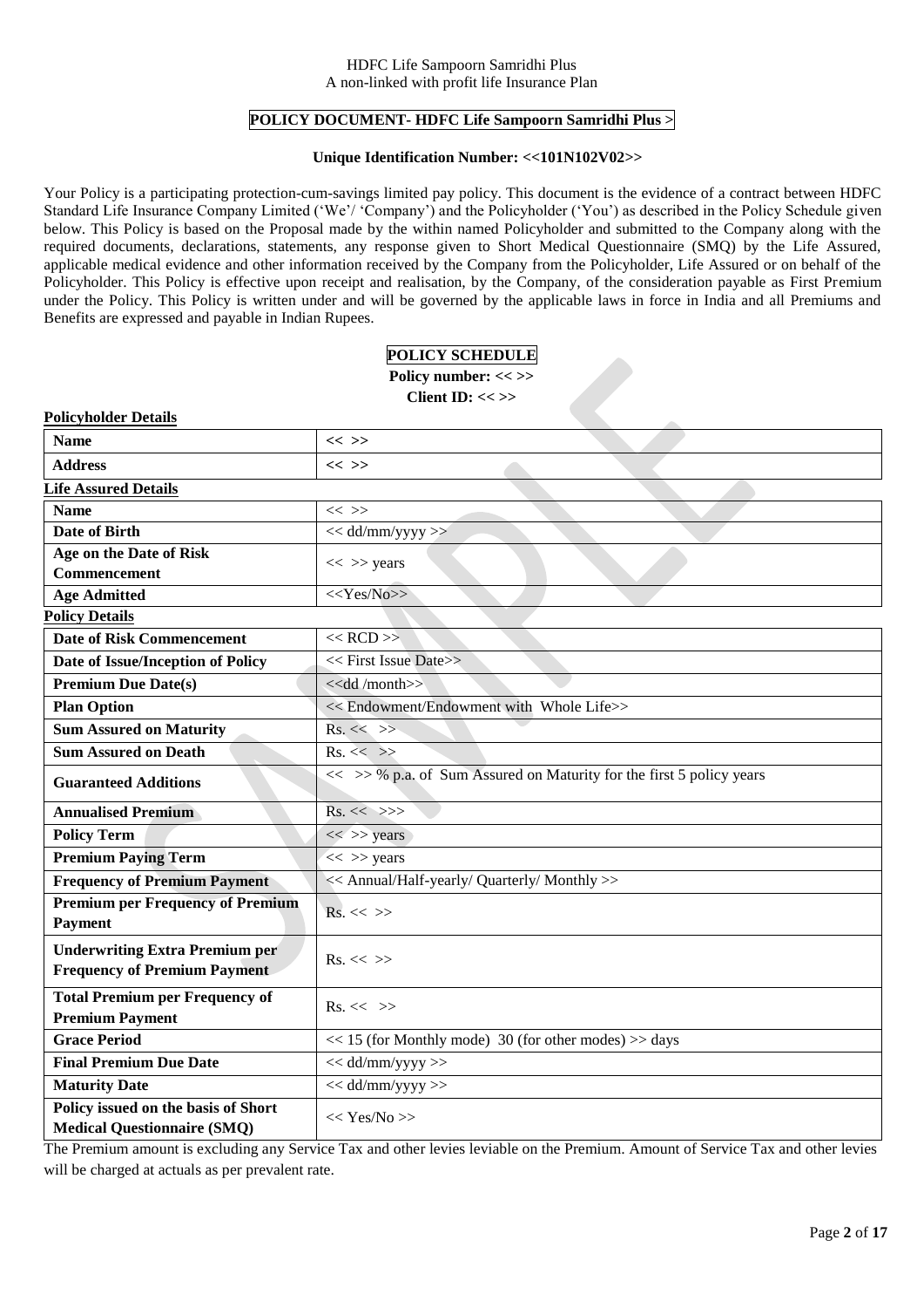HDFC Life Sampoorn Samridhi Plus
A non-linked with profit life Insurance Plan

**POLICY DOCUMENT- HDFC Life Sampoorn Samridhi Plus >**

**Unique Identification Number: <<101N102V02>>**

Your Policy is a participating protection-cum-savings limited pay policy. This document is the evidence of a contract between HDFC Standard Life Insurance Company Limited ('We'/ 'Company') and the Policyholder ('You') as described in the Policy Schedule given below. This Policy is based on the Proposal made by the within named Policyholder and submitted to the Company along with the required documents, declarations, statements, any response given to Short Medical Questionnaire (SMQ) by the Life Assured, applicable medical evidence and other information received by the Company from the Policyholder, Life Assured or on behalf of the Policyholder. This Policy is effective upon receipt and realisation, by the Company, of the consideration payable as First Premium under the Policy. This Policy is written under and will be governed by the applicable laws in force in India and all Premiums and Benefits are expressed and payable in Indian Rupees.

**POLICY SCHEDULE**

**Policy number: << >>**

**Client ID: << >>**

**Policyholder Details**

| | |
|---|---|
| **Name** | << >> |
| **Address** | << >> |

**Life Assured Details**

| | |
|---|---|
| **Name** | << >> |
| **Date of Birth** | << dd/mm/yyyy >> |
| **Age on the Date of Risk Commencement** | << >> years |
| **Age Admitted** | <<Yes/No>> |

**Policy Details**

| | |
|---|---|
| **Date of Risk Commencement** | << RCD >> |
| **Date of Issue/Inception of Policy** | << First Issue Date>> |
| **Premium Due Date(s)** | <<dd /month>> |
| **Plan Option** | << Endowment/Endowment with Whole Life>> |
| **Sum Assured on Maturity** | Rs. << >> |
| **Sum Assured on Death** | Rs. << >> |
| **Guaranteed Additions** | << >> % p.a. of Sum Assured on Maturity for the first 5 policy years |
| **Annualised Premium** | Rs. << >>> |
| **Policy Term** | << >> years |
| **Premium Paying Term** | << >> years |
| **Frequency of Premium Payment** | << Annual/Half-yearly/ Quarterly/ Monthly >> |
| **Premium per Frequency of Premium Payment** | Rs. << >> |
| **Underwriting Extra Premium per Frequency of Premium Payment** | Rs. << >> |
| **Total Premium per Frequency of Premium Payment** | Rs. << >> |
| **Grace Period** | << 15 (for Monthly mode) 30 (for other modes) >> days |
| **Final Premium Due Date** | << dd/mm/yyyy >> |
| **Maturity Date** | << dd/mm/yyyy >> |
| **Policy issued on the basis of Short Medical Questionnaire (SMQ)** | << Yes/No >> |

The Premium amount is excluding any Service Tax and other levies leviable on the Premium. Amount of Service Tax and other levies will be charged at actuals as per prevalent rate.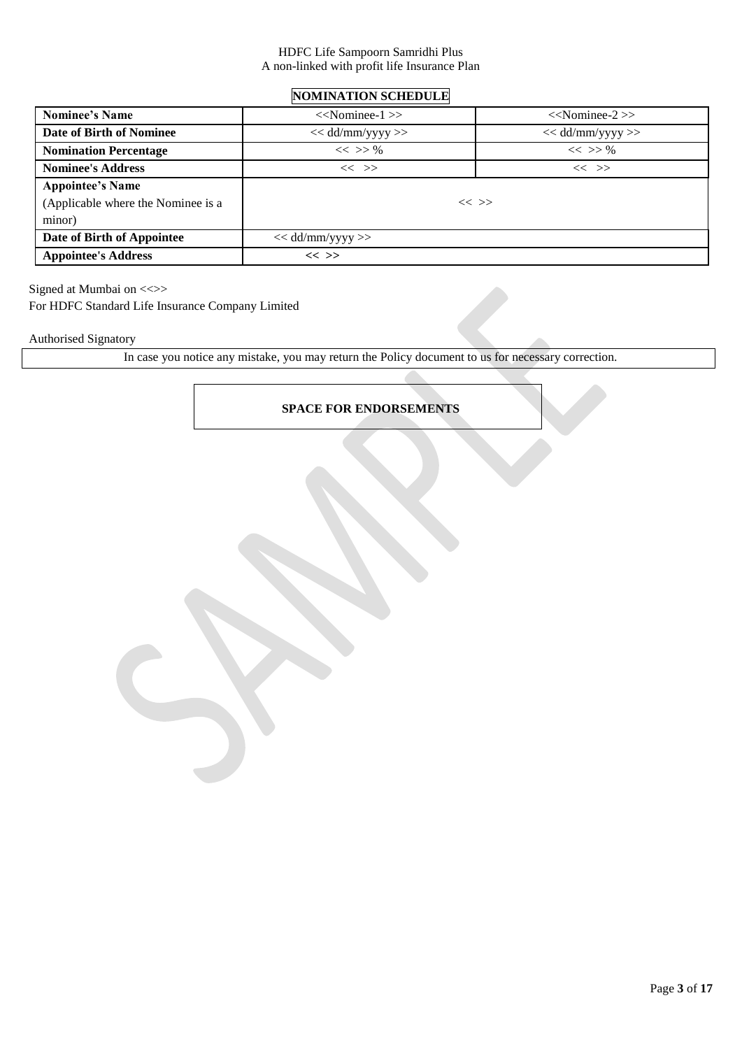HDFC Life Sampoorn Samridhi Plus
A non-linked with profit life Insurance Plan

## NOMINATION SCHEDULE

| **Nominee's Name** | <<Nominee-1 >> | <<Nominee-2 >> |
|---|---|---|
| **Date of Birth of Nominee** | << dd/mm/yyyy >> | << dd/mm/yyyy >> |
| **Nomination Percentage** | << >> % | << >> % |
| **Nominee's Address** | << >> | << >> |
| **Appointee's Name** (Applicable where the Nominee is a minor) | << >> | |
| **Date of Birth of Appointee** | << dd/mm/yyyy >> | |
| **Appointee's Address** | **<< >>** | |

Signed at Mumbai on <<>>
For HDFC Standard Life Insurance Company Limited

Authorised Signatory

In case you notice any mistake, you may return the Policy document to us for necessary correction.

**SPACE FOR ENDORSEMENTS**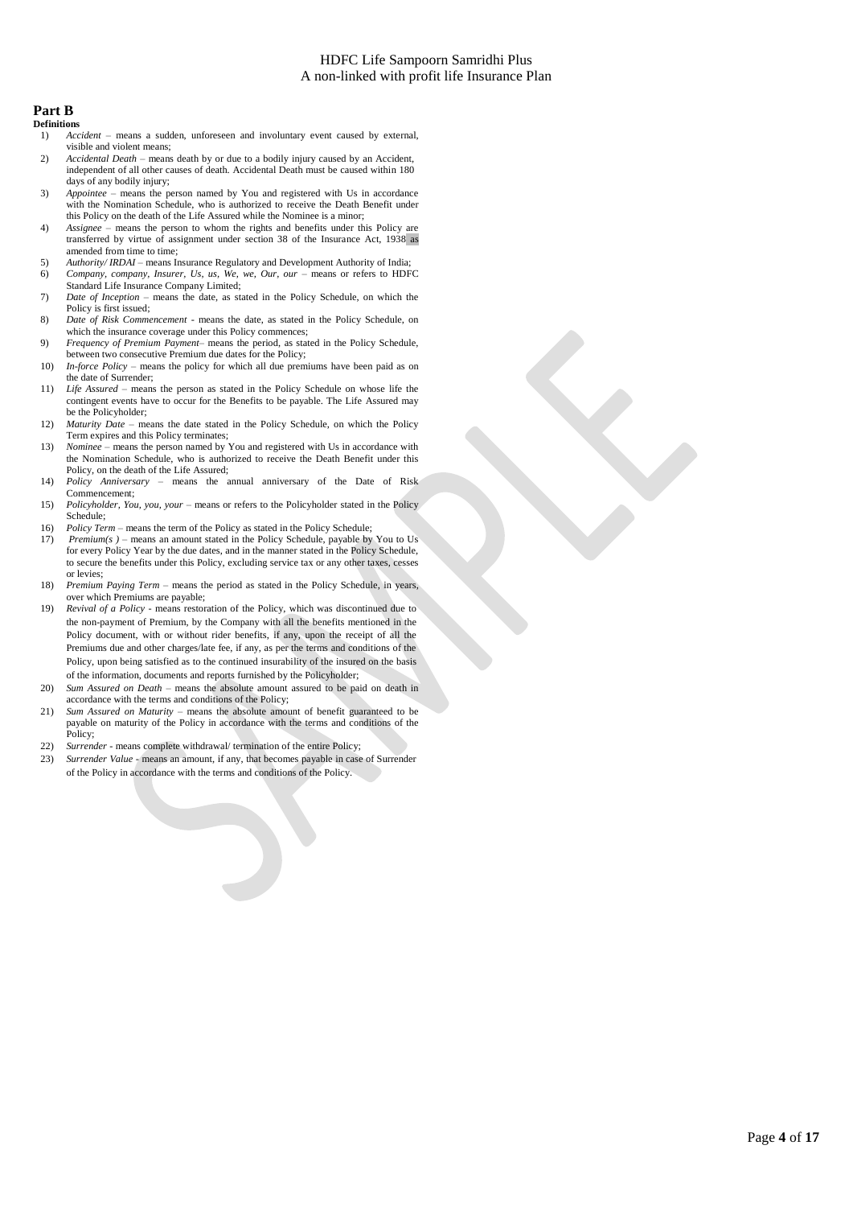## Part B

**Definitions**

1) *Accident* – means a sudden, unforeseen and involuntary event caused by external, visible and violent means;
2) *Accidental Death* – means death by or due to a bodily injury caused by an Accident, independent of all other causes of death. Accidental Death must be caused within 180 days of any bodily injury;
3) *Appointee* – means the person named by You and registered with Us in accordance with the Nomination Schedule, who is authorized to receive the Death Benefit under this Policy on the death of the Life Assured while the Nominee is a minor;
4) *Assignee* – means the person to whom the rights and benefits under this Policy are transferred by virtue of assignment under section 38 of the Insurance Act, 1938 as amended from time to time;
5) *Authority/ IRDAI* – means Insurance Regulatory and Development Authority of India;
6) *Company, company, Insurer, Us, us, We, we, Our, our* – means or refers to HDFC Standard Life Insurance Company Limited;
7) *Date of Inception* – means the date, as stated in the Policy Schedule, on which the Policy is first issued;
8) *Date of Risk Commencement* - means the date, as stated in the Policy Schedule, on which the insurance coverage under this Policy commences;
9) *Frequency of Premium Payment*– means the period, as stated in the Policy Schedule, between two consecutive Premium due dates for the Policy;
10) *In-force Policy* – means the policy for which all due premiums have been paid as on the date of Surrender;
11) *Life Assured* – means the person as stated in the Policy Schedule on whose life the contingent events have to occur for the Benefits to be payable. The Life Assured may be the Policyholder;
12) *Maturity Date* – means the date stated in the Policy Schedule, on which the Policy Term expires and this Policy terminates;
13) *Nominee* – means the person named by You and registered with Us in accordance with the Nomination Schedule, who is authorized to receive the Death Benefit under this Policy, on the death of the Life Assured;
14) *Policy Anniversary* – means the annual anniversary of the Date of Risk Commencement;
15) *Policyholder, You, you, your* – means or refers to the Policyholder stated in the Policy Schedule;
16) *Policy Term* – means the term of the Policy as stated in the Policy Schedule;
17) *Premium(s )* – means an amount stated in the Policy Schedule, payable by You to Us for every Policy Year by the due dates, and in the manner stated in the Policy Schedule, to secure the benefits under this Policy, excluding service tax or any other taxes, cesses or levies;
18) *Premium Paying Term* – means the period as stated in the Policy Schedule, in years, over which Premiums are payable;
19) *Revival of a Policy* - means restoration of the Policy, which was discontinued due to the non-payment of Premium, by the Company with all the benefits mentioned in the Policy document, with or without rider benefits, if any, upon the receipt of all the Premiums due and other charges/late fee, if any, as per the terms and conditions of the Policy, upon being satisfied as to the continued insurability of the insured on the basis of the information, documents and reports furnished by the Policyholder;
20) *Sum Assured on Death* – means the absolute amount assured to be paid on death in accordance with the terms and conditions of the Policy;
21) *Sum Assured on Maturity* – means the absolute amount of benefit guaranteed to be payable on maturity of the Policy in accordance with the terms and conditions of the Policy;
22) *Surrender* - means complete withdrawal/ termination of the entire Policy;
23) *Surrender Value* - means an amount, if any, that becomes payable in case of Surrender of the Policy in accordance with the terms and conditions of the Policy.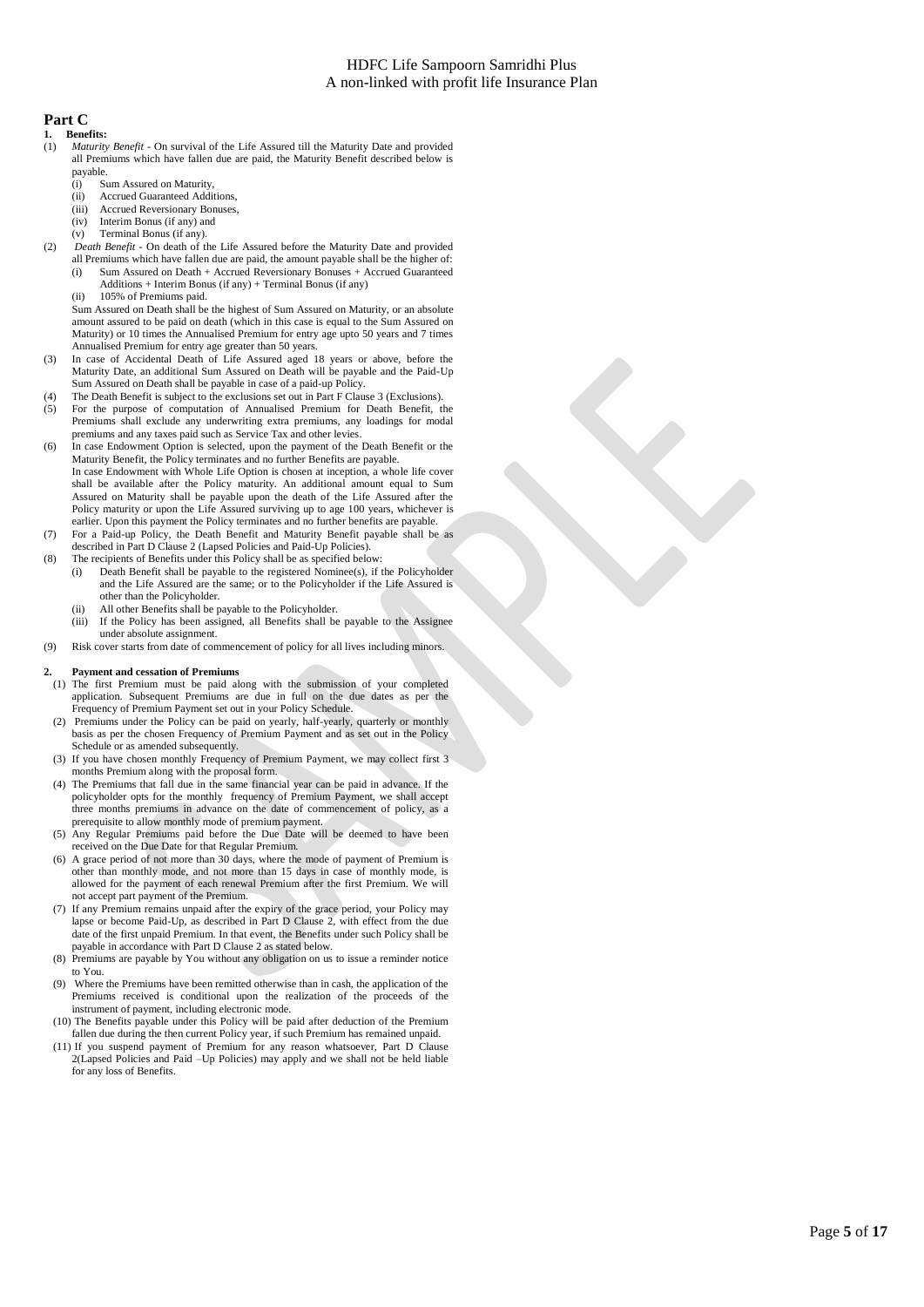## Part C

**1. Benefits:**

(1) *Maturity Benefit* - On survival of the Life Assured till the Maturity Date and provided all Premiums which have fallen due are paid, the Maturity Benefit described below is payable.

   (i) Sum Assured on Maturity,
   (ii) Accrued Guaranteed Additions,
   (iii) Accrued Reversionary Bonuses,
   (iv) Interim Bonus (if any) and
   (v) Terminal Bonus (if any).

(2) *Death Benefit* - On death of the Life Assured before the Maturity Date and provided all Premiums which have fallen due are paid, the amount payable shall be the higher of:

   (i) Sum Assured on Death + Accrued Reversionary Bonuses + Accrued Guaranteed Additions + Interim Bonus (if any) + Terminal Bonus (if any)
   (ii) 105% of Premiums paid.

   Sum Assured on Death shall be the highest of Sum Assured on Maturity, or an absolute amount assured to be paid on death (which in this case is equal to the Sum Assured on Maturity) or 10 times the Annualised Premium for entry age upto 50 years and 7 times Annualised Premium for entry age greater than 50 years.

(3) In case of Accidental Death of Life Assured aged 18 years or above, before the Maturity Date, an additional Sum Assured on Death will be payable and the Paid-Up Sum Assured on Death shall be payable in case of a paid-up Policy.

(4) The Death Benefit is subject to the exclusions set out in Part F Clause 3 (Exclusions).

(5) For the purpose of computation of Annualised Premium for Death Benefit, the Premiums shall exclude any underwriting extra premiums, any loadings for modal premiums and any taxes paid such as Service Tax and other levies.

(6) In case Endowment Option is selected, upon the payment of the Death Benefit or the Maturity Benefit, the Policy terminates and no further Benefits are payable.
   In case Endowment with Whole Life Option is chosen at inception, a whole life cover shall be available after the Policy maturity. An additional amount equal to Sum Assured on Maturity shall be payable upon the death of the Life Assured after the Policy maturity or upon the Life Assured surviving up to age 100 years, whichever is earlier. Upon this payment the Policy terminates and no further benefits are payable.

(7) For a Paid-up Policy, the Death Benefit and Maturity Benefit payable shall be as described in Part D Clause 2 (Lapsed Policies and Paid-Up Policies).

(8) The recipients of Benefits under this Policy shall be as specified below:

   (i) Death Benefit shall be payable to the registered Nominee(s), if the Policyholder and the Life Assured are the same; or to the Policyholder if the Life Assured is other than the Policyholder.
   (ii) All other Benefits shall be payable to the Policyholder.
   (iii) If the Policy has been assigned, all Benefits shall be payable to the Assignee under absolute assignment.

(9) Risk cover starts from date of commencement of policy for all lives including minors.

**2. Payment and cessation of Premiums**

(1) The first Premium must be paid along with the submission of your completed application. Subsequent Premiums are due in full on the due dates as per the Frequency of Premium Payment set out in your Policy Schedule.

(2) Premiums under the Policy can be paid on yearly, half-yearly, quarterly or monthly basis as per the chosen Frequency of Premium Payment and as set out in the Policy Schedule or as amended subsequently.

(3) If you have chosen monthly Frequency of Premium Payment, we may collect first 3 months Premium along with the proposal form.

(4) The Premiums that fall due in the same financial year can be paid in advance. If the policyholder opts for the monthly frequency of Premium Payment, we shall accept three months premiums in advance on the date of commencement of policy, as a prerequisite to allow monthly mode of premium payment.

(5) Any Regular Premiums paid before the Due Date will be deemed to have been received on the Due Date for that Regular Premium.

(6) A grace period of not more than 30 days, where the mode of payment of Premium is other than monthly mode, and not more than 15 days in case of monthly mode, is allowed for the payment of each renewal Premium after the first Premium. We will not accept part payment of the Premium.

(7) If any Premium remains unpaid after the expiry of the grace period, your Policy may lapse or become Paid-Up, as described in Part D Clause 2, with effect from the due date of the first unpaid Premium. In that event, the Benefits under such Policy shall be payable in accordance with Part D Clause 2 as stated below.

(8) Premiums are payable by You without any obligation on us to issue a reminder notice to You.

(9) Where the Premiums have been remitted otherwise than in cash, the application of the Premiums received is conditional upon the realization of the proceeds of the instrument of payment, including electronic mode.

(10) The Benefits payable under this Policy will be paid after deduction of the Premium fallen due during the then current Policy year, if such Premium has remained unpaid.

(11) If you suspend payment of Premium for any reason whatsoever, Part D Clause 2(Lapsed Policies and Paid –Up Policies) may apply and we shall not be held liable for any loss of Benefits.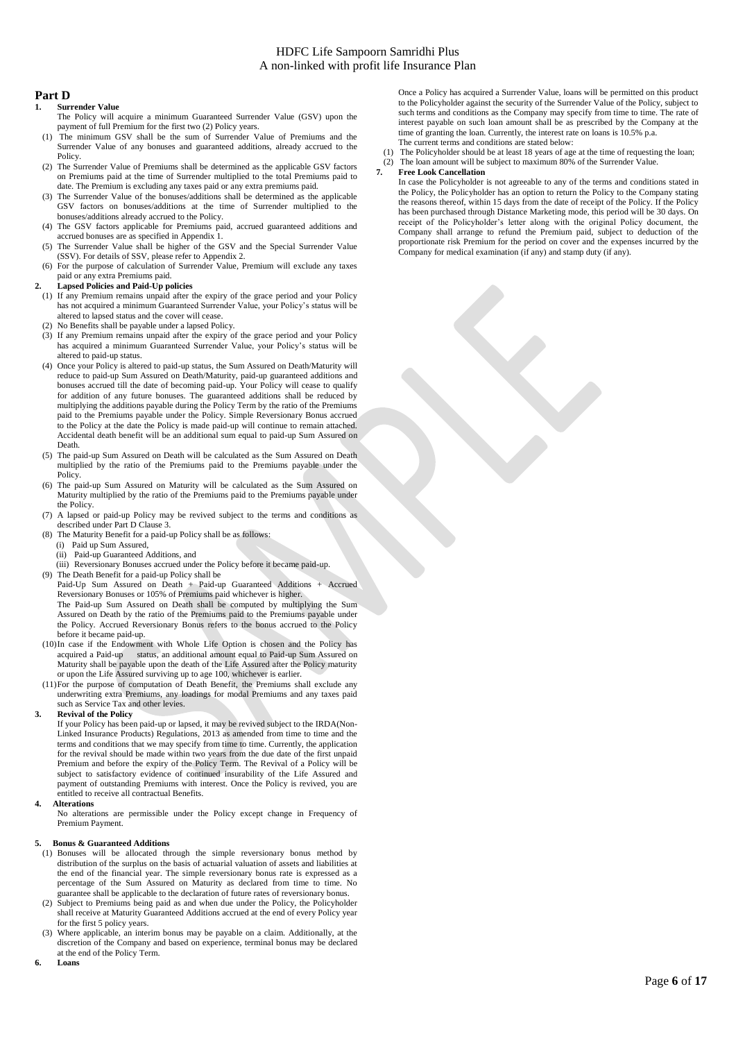## Part D

### 1. Surrender Value

The Policy will acquire a minimum Guaranteed Surrender Value (GSV) upon the payment of full Premium for the first two (2) Policy years.

(1) The minimum GSV shall be the sum of Surrender Value of Premiums and the Surrender Value of any bonuses and guaranteed additions, already accrued to the Policy.

(2) The Surrender Value of Premiums shall be determined as the applicable GSV factors on Premiums paid at the time of Surrender multiplied to the total Premiums paid to date. The Premium is excluding any taxes paid or any extra premiums paid.

(3) The Surrender Value of the bonuses/additions shall be determined as the applicable GSV factors on bonuses/additions at the time of Surrender multiplied to the bonuses/additions already accrued to the Policy.

(4) The GSV factors applicable for Premiums paid, accrued guaranteed additions and accrued bonuses are as specified in Appendix 1.

(5) The Surrender Value shall be higher of the GSV and the Special Surrender Value (SSV). For details of SSV, please refer to Appendix 2.

(6) For the purpose of calculation of Surrender Value, Premium will exclude any taxes paid or any extra Premiums paid.

### 2. Lapsed Policies and Paid-Up policies

(1) If any Premium remains unpaid after the expiry of the grace period and your Policy has not acquired a minimum Guaranteed Surrender Value, your Policy's status will be altered to lapsed status and the cover will cease.

(2) No Benefits shall be payable under a lapsed Policy.

(3) If any Premium remains unpaid after the expiry of the grace period and your Policy has acquired a minimum Guaranteed Surrender Value, your Policy's status will be altered to paid-up status.

(4) Once your Policy is altered to paid-up status, the Sum Assured on Death/Maturity will reduce to paid-up Sum Assured on Death/Maturity, paid-up guaranteed additions and bonuses accrued till the date of becoming paid-up. Your Policy will cease to qualify for addition of any future bonuses. The guaranteed additions shall be reduced by multiplying the additions payable during the Policy Term by the ratio of the Premiums paid to the Premiums payable under the Policy. Simple Reversionary Bonus accrued to the Policy at the date the Policy is made paid-up will continue to remain attached. Accidental death benefit will be an additional sum equal to paid-up Sum Assured on Death.

(5) The paid-up Sum Assured on Death will be calculated as the Sum Assured on Death multiplied by the ratio of the Premiums paid to the Premiums payable under the Policy.

(6) The paid-up Sum Assured on Maturity will be calculated as the Sum Assured on Maturity multiplied by the ratio of the Premiums paid to the Premiums payable under the Policy.

(7) A lapsed or paid-up Policy may be revived subject to the terms and conditions as described under Part D Clause 3.

(8) The Maturity Benefit for a paid-up Policy shall be as follows:
   (i) Paid up Sum Assured,
   (ii) Paid-up Guaranteed Additions, and
   (iii) Reversionary Bonuses accrued under the Policy before it became paid-up.

(9) The Death Benefit for a paid-up Policy shall be
Paid-Up Sum Assured on Death + Paid-up Guaranteed Additions + Accrued Reversionary Bonuses or 105% of Premiums paid whichever is higher.
The Paid-up Sum Assured on Death shall be computed by multiplying the Sum Assured on Death by the ratio of the Premiums paid to the Premiums payable under the Policy. Accrued Reversionary Bonus refers to the bonus accrued to the Policy before it became paid-up.

(10) In case if the Endowment with Whole Life Option is chosen and the Policy has acquired a Paid-up status, an additional amount equal to Paid-up Sum Assured on Maturity shall be payable upon the death of the Life Assured after the Policy maturity or upon the Life Assured surviving up to age 100, whichever is earlier.

(11) For the purpose of computation of Death Benefit, the Premiums shall exclude any underwriting extra Premiums, any loadings for modal Premiums and any taxes paid such as Service Tax and other levies.

### 3. Revival of the Policy

If your Policy has been paid-up or lapsed, it may be revived subject to the IRDA(Non-Linked Insurance Products) Regulations, 2013 as amended from time to time and the terms and conditions that we may specify from time to time. Currently, the application for the revival should be made within two years from the due date of the first unpaid Premium and before the expiry of the Policy Term. The Revival of a Policy will be subject to satisfactory evidence of continued insurability of the Life Assured and payment of outstanding Premiums with interest. Once the Policy is revived, you are entitled to receive all contractual Benefits.

### 4. Alterations

No alterations are permissible under the Policy except change in Frequency of Premium Payment.

### 5. Bonus & Guaranteed Additions

(1) Bonuses will be allocated through the simple reversionary bonus method by distribution of the surplus on the basis of actuarial valuation of assets and liabilities at the end of the financial year. The simple reversionary bonus rate is expressed as a percentage of the Sum Assured on Maturity as declared from time to time. No guarantee shall be applicable to the declaration of future rates of reversionary bonus.

(2) Subject to Premiums being paid as and when due under the Policy, the Policyholder shall receive at Maturity Guaranteed Additions accrued at the end of every Policy year for the first 5 policy years.

(3) Where applicable, an interim bonus may be payable on a claim. Additionally, at the discretion of the Company and based on experience, terminal bonus may be declared at the end of the Policy Term.

### 6. Loans

Once a Policy has acquired a Surrender Value, loans will be permitted on this product to the Policyholder against the security of the Surrender Value of the Policy, subject to such terms and conditions as the Company may specify from time to time. The rate of interest payable on such loan amount shall be as prescribed by the Company at the time of granting the loan. Currently, the interest rate on loans is 10.5% p.a.
The current terms and conditions are stated below:

(1) The Policyholder should be at least 18 years of age at the time of requesting the loan;

(2) The loan amount will be subject to maximum 80% of the Surrender Value.

### 7. Free Look Cancellation

In case the Policyholder is not agreeable to any of the terms and conditions stated in the Policy, the Policyholder has an option to return the Policy to the Company stating the reasons thereof, within 15 days from the date of receipt of the Policy. If the Policy has been purchased through Distance Marketing mode, this period will be 30 days. On receipt of the Policyholder's letter along with the original Policy document, the Company shall arrange to refund the Premium paid, subject to deduction of the proportionate risk Premium for the period on cover and the expenses incurred by the Company for medical examination (if any) and stamp duty (if any).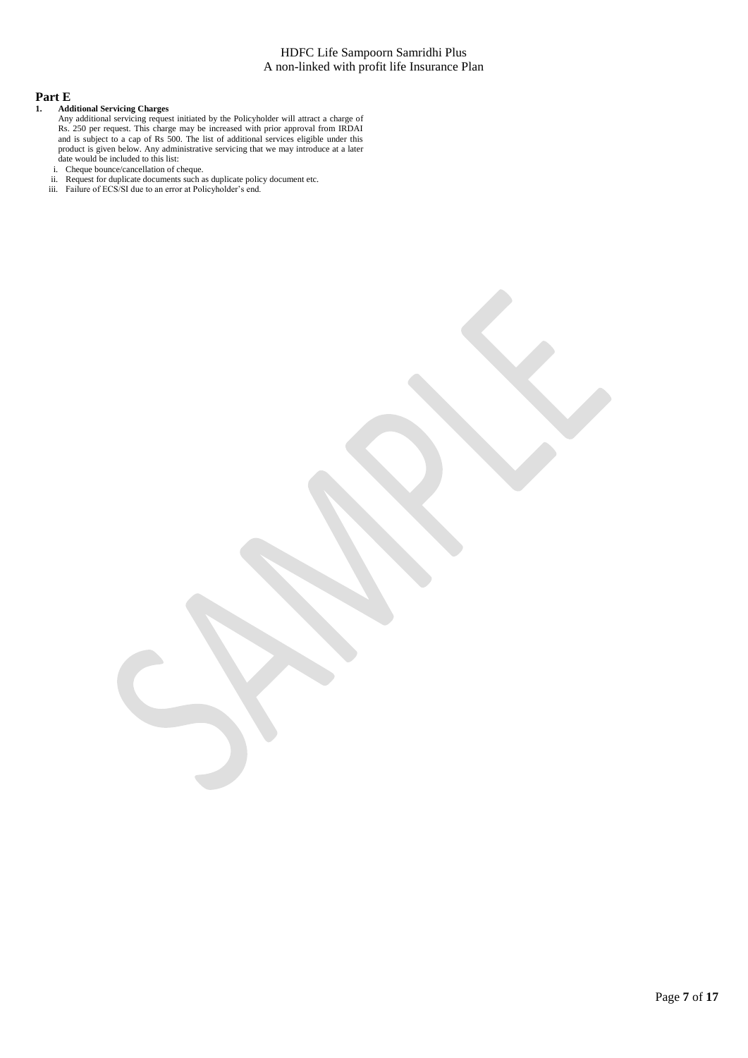## Part E

1. **Additional Servicing Charges**

   Any additional servicing request initiated by the Policyholder will attract a charge of Rs. 250 per request. This charge may be increased with prior approval from IRDAI and is subject to a cap of Rs 500. The list of additional services eligible under this product is given below. Any administrative servicing that we may introduce at a later date would be included to this list:

   i. Cheque bounce/cancellation of cheque.
   ii. Request for duplicate documents such as duplicate policy document etc.
   iii. Failure of ECS/SI due to an error at Policyholder's end.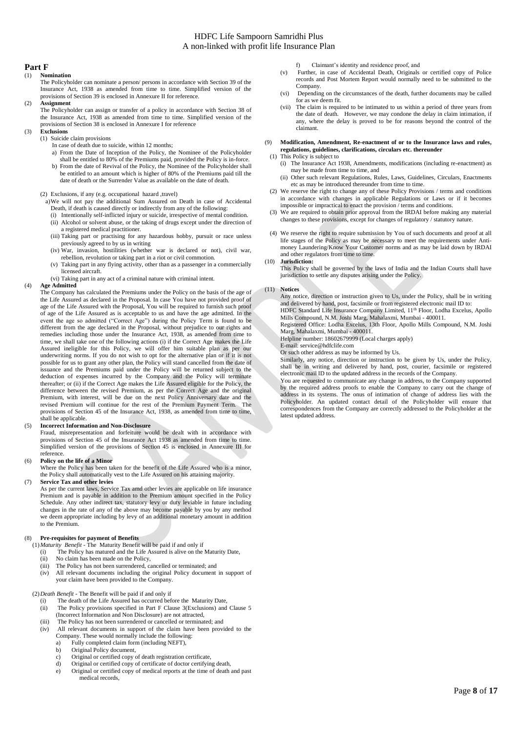## Part F

(1) **Nomination**

The Policyholder can nominate a person/ persons in accordance with Section 39 of the Insurance Act, 1938 as amended from time to time. Simplified version of the provisions of Section 39 is enclosed in Annexure II for reference.

(2) **Assignment**

The Policyholder can assign or transfer of a policy in accordance with Section 38 of the Insurance Act, 1938 as amended from time to time. Simplified version of the provisions of Section 38 is enclosed in Annexure I for reference

(3) **Exclusions**

(1) Suicide claim provisions

In case of death due to suicide, within 12 months;

a) From the Date of Inception of the Policy, the Nominee of the Policyholder shall be entitled to 80% of the Premiums paid, provided the Policy is in-force.

b) From the date of Revival of the Policy, the Nominee of the Policyholder shall be entitled to an amount which is higher of 80% of the Premiums paid till the date of death or the Surrender Value as available on the date of death.

(2) Exclusions, if any (e.g. occupational hazard ,travel)

a) We will not pay the additional Sum Assured on Death in case of Accidental Death, if death is caused directly or indirectly from any of the following:

(i) Intentionally self-inflicted injury or suicide, irrespective of mental condition.

(ii) Alcohol or solvent abuse, or the taking of drugs except under the direction of a registered medical practitioner.

(iii) Taking part or practising for any hazardous hobby, pursuit or race unless previously agreed to by us in writing

(iv) War, invasion, hostilities (whether war is declared or not), civil war, rebellion, revolution or taking part in a riot or civil commotion.

(v) Taking part in any flying activity, other than as a passenger in a commercially licensed aircraft.

(vi) Taking part in any act of a criminal nature with criminal intent.

(4) **Age Admitted**

The Company has calculated the Premiums under the Policy on the basis of the age of the Life Assured as declared in the Proposal. In case You have not provided proof of age of the Life Assured with the Proposal, You will be required to furnish such proof of age of the Life Assured as is acceptable to us and have the age admitted. In the event the age so admitted ("Correct Age") during the Policy Term is found to be different from the age declared in the Proposal, without prejudice to our rights and remedies including those under the Insurance Act, 1938, as amended from time to time, we shall take one of the following actions (i) if the Correct Age makes the Life Assured ineligible for this Policy, we will offer him suitable plan as per our underwriting norms. If you do not wish to opt for the alternative plan or if it is not possible for us to grant any other plan, the Policy will stand cancelled from the date of issuance and the Premiums paid under the Policy will be returned subject to the deduction of expenses incurred by the Company and the Policy will terminate thereafter; or (ii) if the Correct Age makes the Life Assured eligible for the Policy, the difference between the revised Premium, as per the Correct Age and the original Premium, with interest, will be due on the next Policy Anniversary date and the revised Premium will continue for the rest of the Premium Payment Term. The provisions of Section 45 of the Insurance Act, 1938, as amended from time to time, shall be applicable.

(5) **Incorrect Information and Non-Disclosure**

Fraud, misrepresentation and forfeiture would be dealt with in accordance with provisions of Section 45 of the Insurance Act 1938 as amended from time to time. Simplified version of the provisions of Section 45 is enclosed in Annexure III for reference.

(6) **Policy on the life of a Minor**

Where the Policy has been taken for the benefit of the Life Assured who is a minor, the Policy shall automatically vest to the Life Assured on his attaining majority.

(7) **Service Tax and other levies**

As per the current laws, Service Tax amd other levies are applicable on life insurance Premium and is payable in addition to the Premium amount specified in the Policy Schedule. Any other indirect tax, statutory levy or duty leviable in future including changes in the rate of any of the above may become payable by you by any method we deem appropriate including by levy of an additional monetary amount in addition to the Premium.

(8) **Pre-requisites for payment of Benefits**

(1) *Maturity Benefit* - The Maturity Benefit will be paid if and only if

(i) The Policy has matured and the Life Assured is alive on the Maturity Date,

(ii) No claim has been made on the Policy,

(iii) The Policy has not been surrendered, cancelled or terminated; and

(iv) All relevant documents including the original Policy document in support of your claim have been provided to the Company.

(2) *Death Benefit* - The Benefit will be paid if and only if

(i) The death of the Life Assured has occurred before the Maturity Date,

(ii) The Policy provisions specified in Part F Clause 3(Exclusions) and Clause 5 (Incorrect Information and Non Disclosure) are not attracted,

(iii) The Policy has not been surrendered or cancelled or terminated; and

(iv) All relevant documents in support of the claim have been provided to the Company. These would normally include the following:

a) Fully completed claim form (including NEFT),

b) Original Policy document,

c) Original or certified copy of death registration certificate,

d) Original or certified copy of certificate of doctor certifying death,

e) Original or certified copy of medical reports at the time of death and past medical records,

f) Claimant's identity and residence proof, and

(v) Further, in case of Accidental Death, Originals or certified copy of Police records and Post Mortem Report would normally need to be submitted to the Company.

(vi) Depending on the circumstances of the death, further documents may be called for as we deem fit.

(vii) The claim is required to be intimated to us within a period of three years from the date of death. However, we may condone the delay in claim intimation, if any, where the delay is proved to be for reasons beyond the control of the claimant.

(9) **Modification, Amendment, Re-enactment of or to the Insurance laws and rules, regulations, guidelines, clarifications, circulars etc. thereunder**

(1) This Policy is subject to

(i) The Insurance Act 1938, Amendments, modifications (including re-enactment) as may be made from time to time, and

(ii) Other such relevant Regulations, Rules, Laws, Guidelines, Circulars, Enactments etc as may be introduced thereunder from time to time.

(2) We reserve the right to change any of these Policy Provisions / terms and conditions in accordance with changes in applicable Regulations or Laws or if it becomes impossible or impractical to enact the provision / terms and conditions.

(3) We are required to obtain prior approval from the IRDAI before making any material changes to these provisions, except for changes of regulatory / statutory nature.

(4) We reserve the right to require submission by You of such documents and proof at all life stages of the Policy as may be necessary to meet the requirements under Anti-money Laundering/Know Your Customer norms and as may be laid down by IRDAI and other regulators from time to time.

(10) **Jurisdiction:**

This Policy shall be governed by the laws of India and the Indian Courts shall have jurisdiction to settle any disputes arising under the Policy.

(11) **Notices**

Any notice, direction or instruction given to Us, under the Policy, shall be in writing and delivered by hand, post, facsimile or from registered electronic mail ID to:

HDFC Standard Life Insurance Company Limited, 11th Floor, Lodha Excelus, Apollo Mills Compound, N.M. Joshi Marg, Mahalaxmi, Mumbai - 400011.

Registered Office: Lodha Excelus, 13th Floor, Apollo Mills Compound, N.M. Joshi Marg, Mahalaxmi, Mumbai - 400011.

Helpline number: 18602679999 (Local charges apply)

E-mail: service@hdfclife.com

Or such other address as may be informed by Us.

Similarly, any notice, direction or instruction to be given by Us, under the Policy, shall be in writing and delivered by hand, post, courier, facsimile or registered electronic mail ID to the updated address in the records of the Company.

You are requested to communicate any change in address, to the Company supported by the required address proofs to enable the Company to carry out the change of address in its systems. The onus of intimation of change of address lies with the Policyholder. An updated contact detail of the Policyholder will ensure that correspondences from the Company are correctly addressed to the Policyholder at the latest updated address.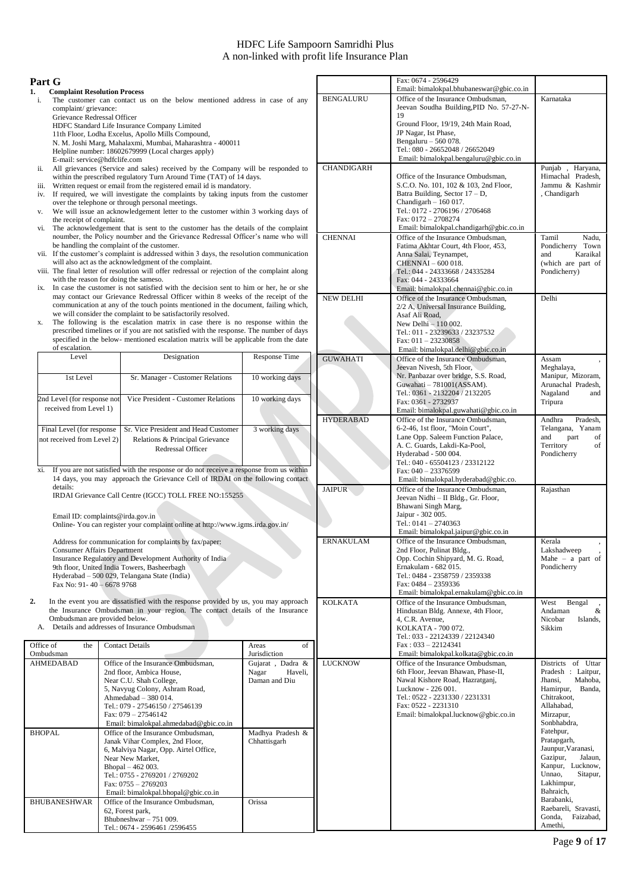## Part G

**1. Complaint Resolution Process**

i. The customer can contact us on the below mentioned address in case of any complaint/ grievance:
Grievance Redressal Officer
HDFC Standard Life Insurance Company Limited
11th Floor, Lodha Excelus, Apollo Mills Compound,
N. M. Joshi Marg, Mahalaxmi, Mumbai, Maharashtra - 400011
Helpline number: 18602679999 (Local charges apply)
E-mail: service@hdfclife.com

ii. All grievances (Service and sales) received by the Company will be responded to within the prescribed regulatory Turn Around Time (TAT) of 14 days.

iii. Written request or email from the registered email id is mandatory.

iv. If required, we will investigate the complaints by taking inputs from the customer over the telephone or through personal meetings.

v. We will issue an acknowledgement letter to the customer within 3 working days of the receipt of complaint.

vi. The acknowledgement that is sent to the customer has the details of the complaint noumber, the Policy noumber and the Grievance Redressal Officer's name who will be handling the complaint of the customer.

vii. If the customer's complaint is addressed within 3 days, the resolution communication will also act as the acknowledgment of the complaint.

viii. The final letter of resolution will offer redressal or rejection of the complaint along with the reason for doing the sameso.

ix. In case the customer is not satisfied with the decision sent to him or her, he or she may contact our Grievance Redressal Officer within 8 weeks of the receipt of the communication at any of the touch points mentioned in the document, failing which, we will consider the complaint to be satisfactorily resolved.

x. The following is the escalation matrix in case there is no response within the prescribed timelines or if you are not satisfied with the response. The number of days specified in the below- mentioned escalation matrix will be applicable from the date of escalation.

| Level | Designation | Response Time |
|---|---|---|
| 1st Level | Sr. Manager - Customer Relations | 10 working days |
| 2nd Level (for response not received from Level 1) | Vice President - Customer Relations | 10 working days |
| Final Level (for response not received from Level 2) | Sr. Vice President and Head Customer Relations & Principal Grievance Redressal Officer | 3 working days |

xi. If you are not satisfied with the response or do not receive a response from us within 14 days, you may approach the Grievance Cell of IRDAI on the following contact details:
IRDAI Grievance Call Centre (IGCC) TOLL FREE NO:155255

Email ID: complaints@irda.gov.in
Online- You can register your complaint online at http://www.igms.irda.gov.in/

Address for communication for complaints by fax/paper:
Consumer Affairs Department
Insurance Regulatory and Development Authority of India
9th floor, United India Towers, Basheerbagh
Hyderabad – 500 029, Telangana State (India)
Fax No: 91- 40 – 6678 9768

**2.** In the event you are dissatisfied with the response provided by us, you may approach the Insurance Ombudsman in your region. The contact details of the Insurance Ombudsman are provided below.

A. Details and addresses of Insurance Ombudsman

| Office of the Ombudsman | Contact Details | Areas of Jurisdiction |
|---|---|---|
| AHMEDABAD | Office of the Insurance Ombudsman, 2nd floor, Ambica House, Near C.U. Shah College, 5, Navyug Colony, Ashram Road, Ahmedabad – 380 014. Tel.: 079 - 27546150 / 27546139 Fax: 079 – 27546142 Email: bimalokpal.ahmedabad@gbic.co.in | Gujarat , Dadra & Nagar Haveli, Daman and Diu |
| BHOPAL | Office of the Insurance Ombudsman, Janak Vihar Complex, 2nd Floor, 6, Malviya Nagar, Opp. Airtel Office, Near New Market, Bhopal – 462 003. Tel.: 0755 - 2769201 / 2769202 Fax: 0755 – 2769203 Email: bimalokpal.bhopal@gbic.co.in | Madhya Pradesh & Chhattisgarh |
| BHUBANESHWAR | Office of the Insurance Ombudsman, 62, Forest park, Bhubneshwar – 751 009. Tel.: 0674 - 2596461 /2596455 Fax: 0674 - 2596429 Email: bimalokpal.bhubaneswar@gbic.co.in | Orissa |
| BENGALURU | Office of the Insurance Ombudsman, Jeevan Soudha Building,PID No. 57-27-N-19 Ground Floor, 19/19, 24th Main Road, JP Nagar, Ist Phase, Bengaluru – 560 078. Tel.: 080 - 26652048 / 26652049 Email: bimalokpal.bengaluru@gbic.co.in | Karnataka |
| CHANDIGARH | Office of the Insurance Ombudsman, S.C.O. No. 101, 102 & 103, 2nd Floor, Batra Building, Sector 17 – D, Chandigarh – 160 017. Tel.: 0172 - 2706196 / 2706468 Fax: 0172 – 2708274 Email: bimalokpal.chandigarh@gbic.co.in | Punjab , Haryana, Himachal Pradesh, Jammu & Kashmir , Chandigarh |
| CHENNAI | Office of the Insurance Ombudsman, Fatima Akhtar Court, 4th Floor, 453, Anna Salai, Teynampet, CHENNAI – 600 018. Tel.: 044 - 24333668 / 24335284 Fax: 044 - 24333664 Email: bimalokpal.chennai@gbic.co.in | Tamil Nadu, Pondicherry Town and Karaikal (which are part of Pondicherry) |
| NEW DELHI | Office of the Insurance Ombudsman, 2/2 A, Universal Insurance Building, Asaf Ali Road, New Delhi – 110 002. Tel.: 011 - 23239633 / 23237532 Fax: 011 – 23230858 Email: bimalokpal.delhi@gbic.co.in | Delhi |
| GUWAHATI | Office of the Insurance Ombudsman, Jeevan Nivesh, 5th Floor, Nr. Panbazar over bridge, S.S. Road, Guwahati – 781001(ASSAM). Tel.: 0361 - 2132204 / 2132205 Fax: 0361 - 2732937 Email: bimalokpal.guwahati@gbic.co.in | Assam , Meghalaya, Manipur, Mizoram, Arunachal Pradesh, Nagaland and Tripura |
| HYDERABAD | Office of the Insurance Ombudsman, 6-2-46, 1st floor, "Moin Court", Lane Opp. Saleem Function Palace, A. C. Guards, Lakdi-Ka-Pool, Hyderabad - 500 004. Tel.: 040 - 65504123 / 23312122 Fax: 040 – 23376599 Email: bimalokpal.hyderabad@gbic.co. | Andhra Pradesh, Telangana, Yanam and part of Territory of Pondicherry |
| JAIPUR | Office of the Insurance Ombudsman, Jeevan Nidhi – II Bldg., Gr. Floor, Bhawani Singh Marg, Jaipur - 302 005. Tel.: 0141 – 2740363 Email: bimalokpal.jaipur@gbic.co.in | Rajasthan |
| ERNAKULAM | Office of the Insurance Ombudsman, 2nd Floor, Pulinat Bldg., Opp. Cochin Shipyard, M. G. Road, Ernakulam - 682 015. Tel.: 0484 - 2358759 / 2359338 Fax: 0484 – 2359336 Email: bimalokpal.ernakulam@gbic.co.in | Kerala , Lakshadweep , Mahe – a part of Pondicherry |
| KOLKATA | Office of the Insurance Ombudsman, Hindustan Bldg. Annexe, 4th Floor, 4, C.R. Avenue, KOLKATA - 700 072. Tel.: 033 - 22124339 / 22124340 Fax : 033 – 22124341 Email: bimalokpal.kolkata@gbic.co.in | West Bengal , Andaman & Nicobar Islands, Sikkim |
| LUCKNOW | Office of the Insurance Ombudsman, 6th Floor, Jeevan Bhawan, Phase-II, Nawal Kishore Road, Hazratganj, Lucknow - 226 001. Tel.: 0522 - 2231330 / 2231331 Fax: 0522 - 2231310 Email: bimalokpal.lucknow@gbic.co.in | Districts of Uttar Pradesh : Laitpur, Jhansi, Mahoba, Hamirpur, Banda, Chitrakoot, Allahabad, Mirzapur, Sonbhabdra, Fatehpur, Pratapgarh, Jaunpur,Varanasi, Gazipur, Jalaun, Kanpur, Lucknow, Unnao, Sitapur, Lakhimpur, Bahraich, Barabanki, Raebareli, Sravasti, Gonda, Faizabad, Amethi, |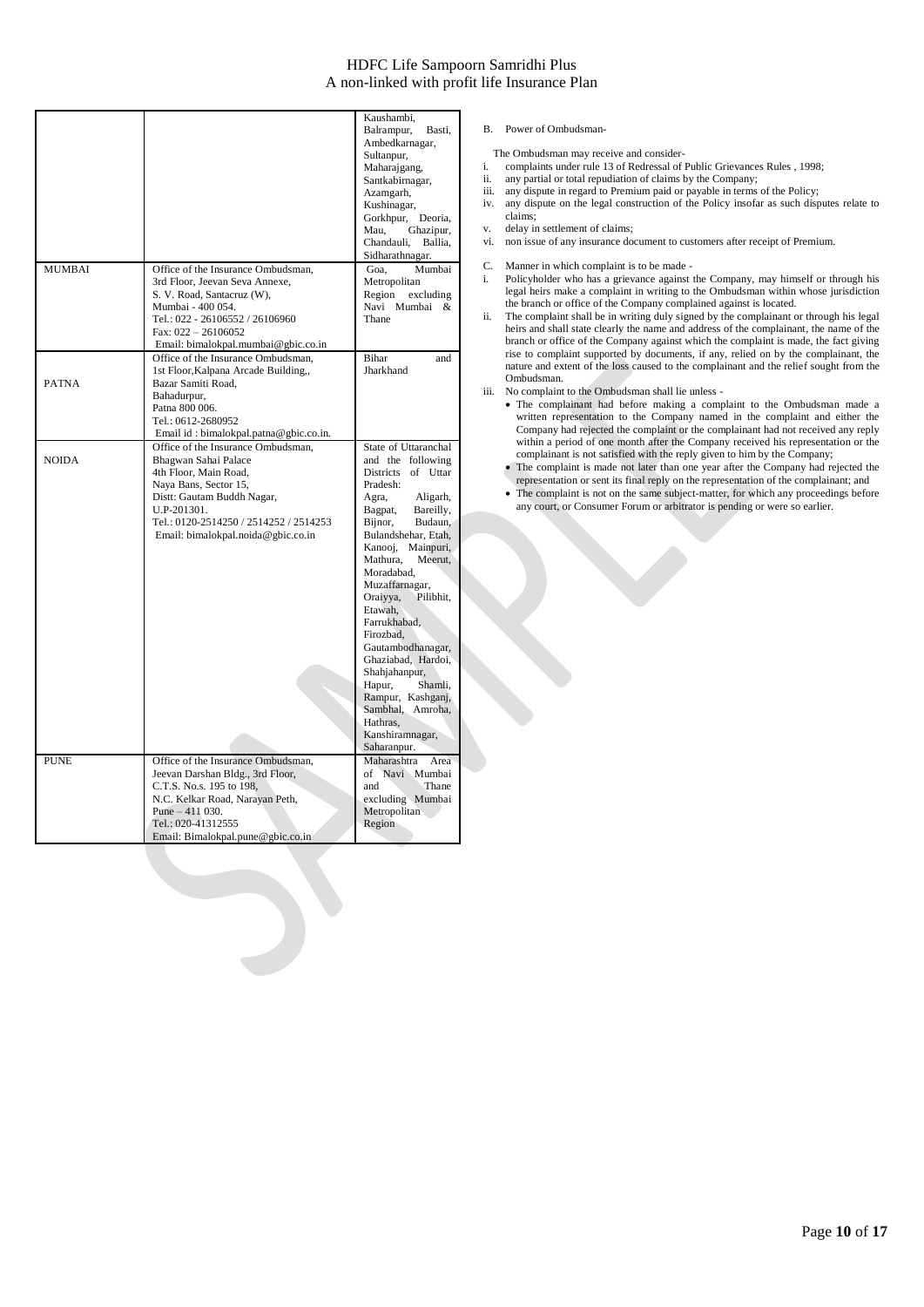| | | |
|---|---|---|
| | | Kaushambi, Balrampur, Basti, Ambedkarnagar, Sultanpur, Maharajgang, Santkabirnagar, Azamgarh, Kushinagar, Gorkhpur, Deoria, Mau, Ghazipur, Chandauli, Ballia, Sidharathnagar. |
| MUMBAI | Office of the Insurance Ombudsman, 3rd Floor, Jeevan Seva Annexe, S. V. Road, Santacruz (W), Mumbai - 400 054. Tel.: 022 - 26106552 / 26106960 Fax: 022 – 26106052 Email: bimalokpal.mumbai@gbic.co.in | Goa, Mumbai Metropolitan Region excluding Navi Mumbai & Thane |
| PATNA | Office of the Insurance Ombudsman, 1st Floor,Kalpana Arcade Building,, Bazar Samiti Road, Bahadurpur, Patna 800 006. Tel.: 0612-2680952 Email id : bimalokpal.patna@gbic.co.in. | Bihar and Jharkhand |
| NOIDA | Office of the Insurance Ombudsman, Bhagwan Sahai Palace 4th Floor, Main Road, Naya Bans, Sector 15, Distt: Gautam Buddh Nagar, U.P-201301. Tel.: 0120-2514250 / 2514252 / 2514253 Email: bimalokpal.noida@gbic.co.in | State of Uttaranchal and the following Districts of Uttar Pradesh: Agra, Aligarh, Bagpat, Bareilly, Bijnor, Budaun, Bulandshehar, Etah, Kanooj, Mainpuri, Mathura, Meerut, Moradabad, Muzaffarnagar, Oraiyya, Pilibhit, Etawah, Farrukhabad, Firozbad, Gautambodhanagar, Ghaziabad, Hardoi, Shahjahanpur, Hapur, Shamli, Rampur, Kashganj, Sambhal, Amroha, Hathras, Kanshiramnagar, Saharanpur. |
| PUNE | Office of the Insurance Ombudsman, Jeevan Darshan Bldg., 3rd Floor, C.T.S. No.s. 195 to 198, N.C. Kelkar Road, Narayan Peth, Pune – 411 030. Tel.: 020-41312555 Email: Bimalokpal.pune@gbic.co.in | Maharashtra Area of Navi Mumbai and Thane excluding Mumbai Metropolitan Region |

B. Power of Ombudsman-

The Ombudsman may receive and consider-

i. complaints under rule 13 of Redressal of Public Grievances Rules , 1998;
ii. any partial or total repudiation of claims by the Company;
iii. any dispute in regard to Premium paid or payable in terms of the Policy;
iv. any dispute on the legal construction of the Policy insofar as such disputes relate to claims;
v. delay in settlement of claims;
vi. non issue of any insurance document to customers after receipt of Premium.

C. Manner in which complaint is to be made -

i. Policyholder who has a grievance against the Company, may himself or through his legal heirs make a complaint in writing to the Ombudsman within whose jurisdiction the branch or office of the Company complained against is located.
ii. The complaint shall be in writing duly signed by the complainant or through his legal heirs and shall state clearly the name and address of the complainant, the name of the branch or office of the Company against which the complaint is made, the fact giving rise to complaint supported by documents, if any, relied on by the complainant, the nature and extent of the loss caused to the complainant and the relief sought from the Ombudsman.
iii. No complaint to the Ombudsman shall lie unless -
    - The complainant had before making a complaint to the Ombudsman made a written representation to the Company named in the complaint and either the Company had rejected the complaint or the complainant had not received any reply within a period of one month after the Company received his representation or the complainant is not satisfied with the reply given to him by the Company;
    - The complaint is made not later than one year after the Company had rejected the representation or sent its final reply on the representation of the complainant; and
    - The complaint is not on the same subject-matter, for which any proceedings before any court, or Consumer Forum or arbitrator is pending or were so earlier.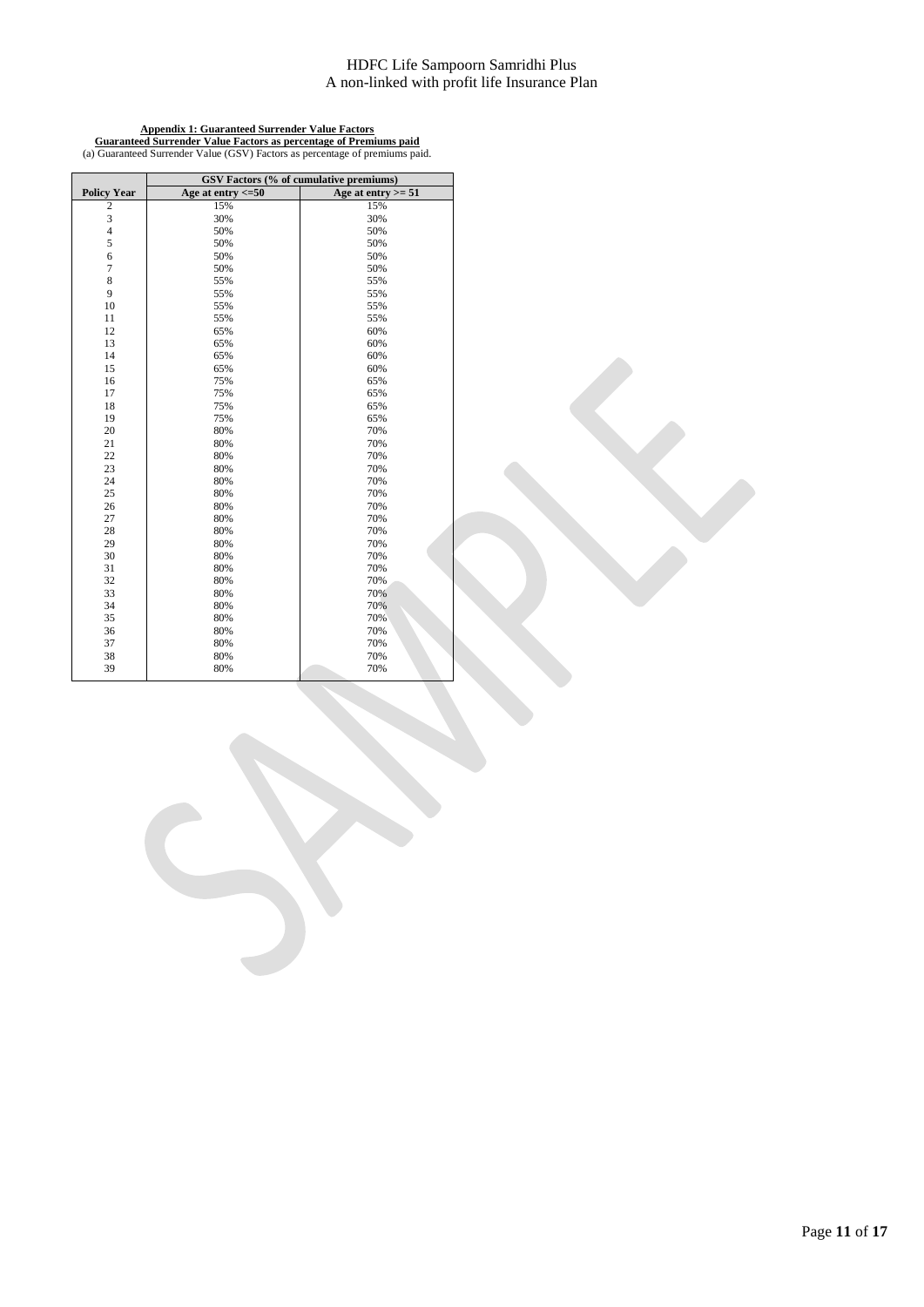**Appendix 1: Guaranteed Surrender Value Factors**

**Guaranteed Surrender Value Factors as percentage of Premiums paid**

(a) Guaranteed Surrender Value (GSV) Factors as percentage of premiums paid.

| | GSV Factors (% of cumulative premiums) | |
|---|---|---|
| **Policy Year** | **Age at entry <=50** | **Age at entry >= 51** |
| 2 | 15% | 15% |
| 3 | 30% | 30% |
| 4 | 50% | 50% |
| 5 | 50% | 50% |
| 6 | 50% | 50% |
| 7 | 50% | 50% |
| 8 | 55% | 55% |
| 9 | 55% | 55% |
| 10 | 55% | 55% |
| 11 | 55% | 55% |
| 12 | 65% | 60% |
| 13 | 65% | 60% |
| 14 | 65% | 60% |
| 15 | 65% | 60% |
| 16 | 75% | 65% |
| 17 | 75% | 65% |
| 18 | 75% | 65% |
| 19 | 75% | 65% |
| 20 | 80% | 70% |
| 21 | 80% | 70% |
| 22 | 80% | 70% |
| 23 | 80% | 70% |
| 24 | 80% | 70% |
| 25 | 80% | 70% |
| 26 | 80% | 70% |
| 27 | 80% | 70% |
| 28 | 80% | 70% |
| 29 | 80% | 70% |
| 30 | 80% | 70% |
| 31 | 80% | 70% |
| 32 | 80% | 70% |
| 33 | 80% | 70% |
| 34 | 80% | 70% |
| 35 | 80% | 70% |
| 36 | 80% | 70% |
| 37 | 80% | 70% |
| 38 | 80% | 70% |
| 39 | 80% | 70% |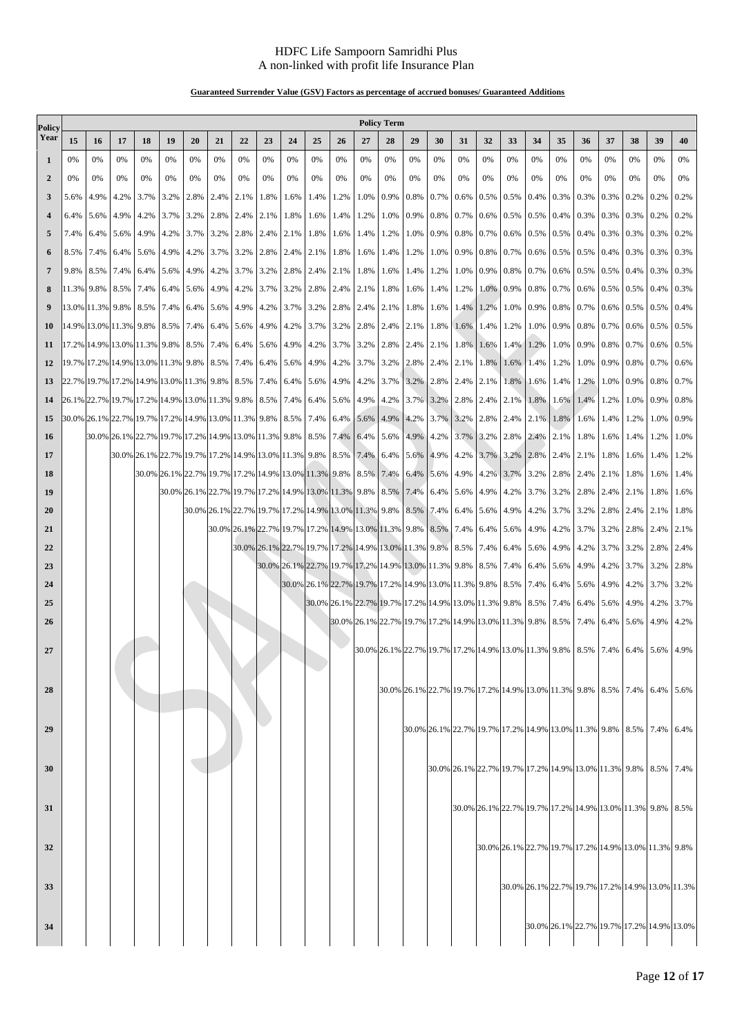# HDFC Life Sampoorn Samridhi Plus
## A non-linked with profit life Insurance Plan

**Guaranteed Surrender Value (GSV) Factors as percentage of accrued bonuses/ Guaranteed Additions**

| Policy Year | Policy Term | | | | | | | | | | | | | | | | | | | | | | | | | |
|---|---|---|---|---|---|---|---|---|---|---|---|---|---|---|---|---|---|---|---|---|---|---|---|---|---|---|
| | **15** | **16** | **17** | **18** | **19** | **20** | **21** | **22** | **23** | **24** | **25** | **26** | **27** | **28** | **29** | **30** | **31** | **32** | **33** | **34** | **35** | **36** | **37** | **38** | **39** | **40** |
| **1** | 0% | 0% | 0% | 0% | 0% | 0% | 0% | 0% | 0% | 0% | 0% | 0% | 0% | 0% | 0% | 0% | 0% | 0% | 0% | 0% | 0% | 0% | 0% | 0% | 0% | 0% |
| **2** | 0% | 0% | 0% | 0% | 0% | 0% | 0% | 0% | 0% | 0% | 0% | 0% | 0% | 0% | 0% | 0% | 0% | 0% | 0% | 0% | 0% | 0% | 0% | 0% | 0% | 0% |
| **3** | 5.6% | 4.9% | 4.2% | 3.7% | 3.2% | 2.8% | 2.4% | 2.1% | 1.8% | 1.6% | 1.4% | 1.2% | 1.0% | 0.9% | 0.8% | 0.7% | 0.6% | 0.5% | 0.5% | 0.4% | 0.3% | 0.3% | 0.3% | 0.2% | 0.2% | 0.2% |
| **4** | 6.4% | 5.6% | 4.9% | 4.2% | 3.7% | 3.2% | 2.8% | 2.4% | 2.1% | 1.8% | 1.6% | 1.4% | 1.2% | 1.0% | 0.9% | 0.8% | 0.7% | 0.6% | 0.5% | 0.5% | 0.4% | 0.3% | 0.3% | 0.3% | 0.2% | 0.2% |
| **5** | 7.4% | 6.4% | 5.6% | 4.9% | 4.2% | 3.7% | 3.2% | 2.8% | 2.4% | 2.1% | 1.8% | 1.6% | 1.4% | 1.2% | 1.0% | 0.9% | 0.8% | 0.7% | 0.6% | 0.5% | 0.5% | 0.4% | 0.3% | 0.3% | 0.3% | 0.2% |
| **6** | 8.5% | 7.4% | 6.4% | 5.6% | 4.9% | 4.2% | 3.7% | 3.2% | 2.8% | 2.4% | 2.1% | 1.8% | 1.6% | 1.4% | 1.2% | 1.0% | 0.9% | 0.8% | 0.7% | 0.6% | 0.5% | 0.5% | 0.4% | 0.3% | 0.3% | 0.3% |
| **7** | 9.8% | 8.5% | 7.4% | 6.4% | 5.6% | 4.9% | 4.2% | 3.7% | 3.2% | 2.8% | 2.4% | 2.1% | 1.8% | 1.6% | 1.4% | 1.2% | 1.0% | 0.9% | 0.8% | 0.7% | 0.6% | 0.5% | 0.5% | 0.4% | 0.3% | 0.3% |
| **8** | 11.3% | 9.8% | 8.5% | 7.4% | 6.4% | 5.6% | 4.9% | 4.2% | 3.7% | 3.2% | 2.8% | 2.4% | 2.1% | 1.8% | 1.6% | 1.4% | 1.2% | 1.0% | 0.9% | 0.8% | 0.7% | 0.6% | 0.5% | 0.5% | 0.4% | 0.3% |
| **9** | 13.0% | 11.3% | 9.8% | 8.5% | 7.4% | 6.4% | 5.6% | 4.9% | 4.2% | 3.7% | 3.2% | 2.8% | 2.4% | 2.1% | 1.8% | 1.6% | 1.4% | 1.2% | 1.0% | 0.9% | 0.8% | 0.7% | 0.6% | 0.5% | 0.5% | 0.4% |
| **10** | 14.9% | 13.0% | 11.3% | 9.8% | 8.5% | 7.4% | 6.4% | 5.6% | 4.9% | 4.2% | 3.7% | 3.2% | 2.8% | 2.4% | 2.1% | 1.8% | 1.6% | 1.4% | 1.2% | 1.0% | 0.9% | 0.8% | 0.7% | 0.6% | 0.5% | 0.5% |
| **11** | 17.2% | 14.9% | 13.0% | 11.3% | 9.8% | 8.5% | 7.4% | 6.4% | 5.6% | 4.9% | 4.2% | 3.7% | 3.2% | 2.8% | 2.4% | 2.1% | 1.8% | 1.6% | 1.4% | 1.2% | 1.0% | 0.9% | 0.8% | 0.7% | 0.6% | 0.5% |
| **12** | 19.7% | 17.2% | 14.9% | 13.0% | 11.3% | 9.8% | 8.5% | 7.4% | 6.4% | 5.6% | 4.9% | 4.2% | 3.7% | 3.2% | 2.8% | 2.4% | 2.1% | 1.8% | 1.6% | 1.4% | 1.2% | 1.0% | 0.9% | 0.8% | 0.7% | 0.6% |
| **13** | 22.7% | 19.7% | 17.2% | 14.9% | 13.0% | 11.3% | 9.8% | 8.5% | 7.4% | 6.4% | 5.6% | 4.9% | 4.2% | 3.7% | 3.2% | 2.8% | 2.4% | 2.1% | 1.8% | 1.6% | 1.4% | 1.2% | 1.0% | 0.9% | 0.8% | 0.7% |
| **14** | 26.1% | 22.7% | 19.7% | 17.2% | 14.9% | 13.0% | 11.3% | 9.8% | 8.5% | 7.4% | 6.4% | 5.6% | 4.9% | 4.2% | 3.7% | 3.2% | 2.8% | 2.4% | 2.1% | 1.8% | 1.6% | 1.4% | 1.2% | 1.0% | 0.9% | 0.8% |
| **15** | 30.0% | 26.1% | 22.7% | 19.7% | 17.2% | 14.9% | 13.0% | 11.3% | 9.8% | 8.5% | 7.4% | 6.4% | 5.6% | 4.9% | 4.2% | 3.7% | 3.2% | 2.8% | 2.4% | 2.1% | 1.8% | 1.6% | 1.4% | 1.2% | 1.0% | 0.9% |
| **16** | | 30.0% | 26.1% | 22.7% | 19.7% | 17.2% | 14.9% | 13.0% | 11.3% | 9.8% | 8.5% | 7.4% | 6.4% | 5.6% | 4.9% | 4.2% | 3.7% | 3.2% | 2.8% | 2.4% | 2.1% | 1.8% | 1.6% | 1.4% | 1.2% | 1.0% |
| **17** | | | 30.0% | 26.1% | 22.7% | 19.7% | 17.2% | 14.9% | 13.0% | 11.3% | 9.8% | 8.5% | 7.4% | 6.4% | 5.6% | 4.9% | 4.2% | 3.7% | 3.2% | 2.8% | 2.4% | 2.1% | 1.8% | 1.6% | 1.4% | 1.2% |
| **18** | | | | 30.0% | 26.1% | 22.7% | 19.7% | 17.2% | 14.9% | 13.0% | 11.3% | 9.8% | 8.5% | 7.4% | 6.4% | 5.6% | 4.9% | 4.2% | 3.7% | 3.2% | 2.8% | 2.4% | 2.1% | 1.8% | 1.6% | 1.4% |
| **19** | | | | | 30.0% | 26.1% | 22.7% | 19.7% | 17.2% | 14.9% | 13.0% | 11.3% | 9.8% | 8.5% | 7.4% | 6.4% | 5.6% | 4.9% | 4.2% | 3.7% | 3.2% | 2.8% | 2.4% | 2.1% | 1.8% | 1.6% |
| **20** | | | | | | 30.0% | 26.1% | 22.7% | 19.7% | 17.2% | 14.9% | 13.0% | 11.3% | 9.8% | 8.5% | 7.4% | 6.4% | 5.6% | 4.9% | 4.2% | 3.7% | 3.2% | 2.8% | 2.4% | 2.1% | 1.8% |
| **21** | | | | | | | 30.0% | 26.1% | 22.7% | 19.7% | 17.2% | 14.9% | 13.0% | 11.3% | 9.8% | 8.5% | 7.4% | 6.4% | 5.6% | 4.9% | 4.2% | 3.7% | 3.2% | 2.8% | 2.4% | 2.1% |
| **22** | | | | | | | | 30.0% | 26.1% | 22.7% | 19.7% | 17.2% | 14.9% | 13.0% | 11.3% | 9.8% | 8.5% | 7.4% | 6.4% | 5.6% | 4.9% | 4.2% | 3.7% | 3.2% | 2.8% | 2.4% |
| **23** | | | | | | | | | 30.0% | 26.1% | 22.7% | 19.7% | 17.2% | 14.9% | 13.0% | 11.3% | 9.8% | 8.5% | 7.4% | 6.4% | 5.6% | 4.9% | 4.2% | 3.7% | 3.2% | 2.8% |
| **24** | | | | | | | | | | 30.0% | 26.1% | 22.7% | 19.7% | 17.2% | 14.9% | 13.0% | 11.3% | 9.8% | 8.5% | 7.4% | 6.4% | 5.6% | 4.9% | 4.2% | 3.7% | 3.2% |
| **25** | | | | | | | | | | | 30.0% | 26.1% | 22.7% | 19.7% | 17.2% | 14.9% | 13.0% | 11.3% | 9.8% | 8.5% | 7.4% | 6.4% | 5.6% | 4.9% | 4.2% | 3.7% |
| **26** | | | | | | | | | | | | 30.0% | 26.1% | 22.7% | 19.7% | 17.2% | 14.9% | 13.0% | 11.3% | 9.8% | 8.5% | 7.4% | 6.4% | 5.6% | 4.9% | 4.2% |
| **27** | | | | | | | | | | | | | 30.0% | 26.1% | 22.7% | 19.7% | 17.2% | 14.9% | 13.0% | 11.3% | 9.8% | 8.5% | 7.4% | 6.4% | 5.6% | 4.9% |
| **28** | | | | | | | | | | | | | | 30.0% | 26.1% | 22.7% | 19.7% | 17.2% | 14.9% | 13.0% | 11.3% | 9.8% | 8.5% | 7.4% | 6.4% | 5.6% |
| **29** | | | | | | | | | | | | | | | 30.0% | 26.1% | 22.7% | 19.7% | 17.2% | 14.9% | 13.0% | 11.3% | 9.8% | 8.5% | 7.4% | 6.4% |
| **30** | | | | | | | | | | | | | | | | 30.0% | 26.1% | 22.7% | 19.7% | 17.2% | 14.9% | 13.0% | 11.3% | 9.8% | 8.5% | 7.4% |
| **31** | | | | | | | | | | | | | | | | | 30.0% | 26.1% | 22.7% | 19.7% | 17.2% | 14.9% | 13.0% | 11.3% | 9.8% | 8.5% |
| **32** | | | | | | | | | | | | | | | | | | 30.0% | 26.1% | 22.7% | 19.7% | 17.2% | 14.9% | 13.0% | 11.3% | 9.8% |
| **33** | | | | | | | | | | | | | | | | | | | 30.0% | 26.1% | 22.7% | 19.7% | 17.2% | 14.9% | 13.0% | 11.3% |
| **34** | | | | | | | | | | | | | | | | | | | | 30.0% | 26.1% | 22.7% | 19.7% | 17.2% | 14.9% | 13.0% |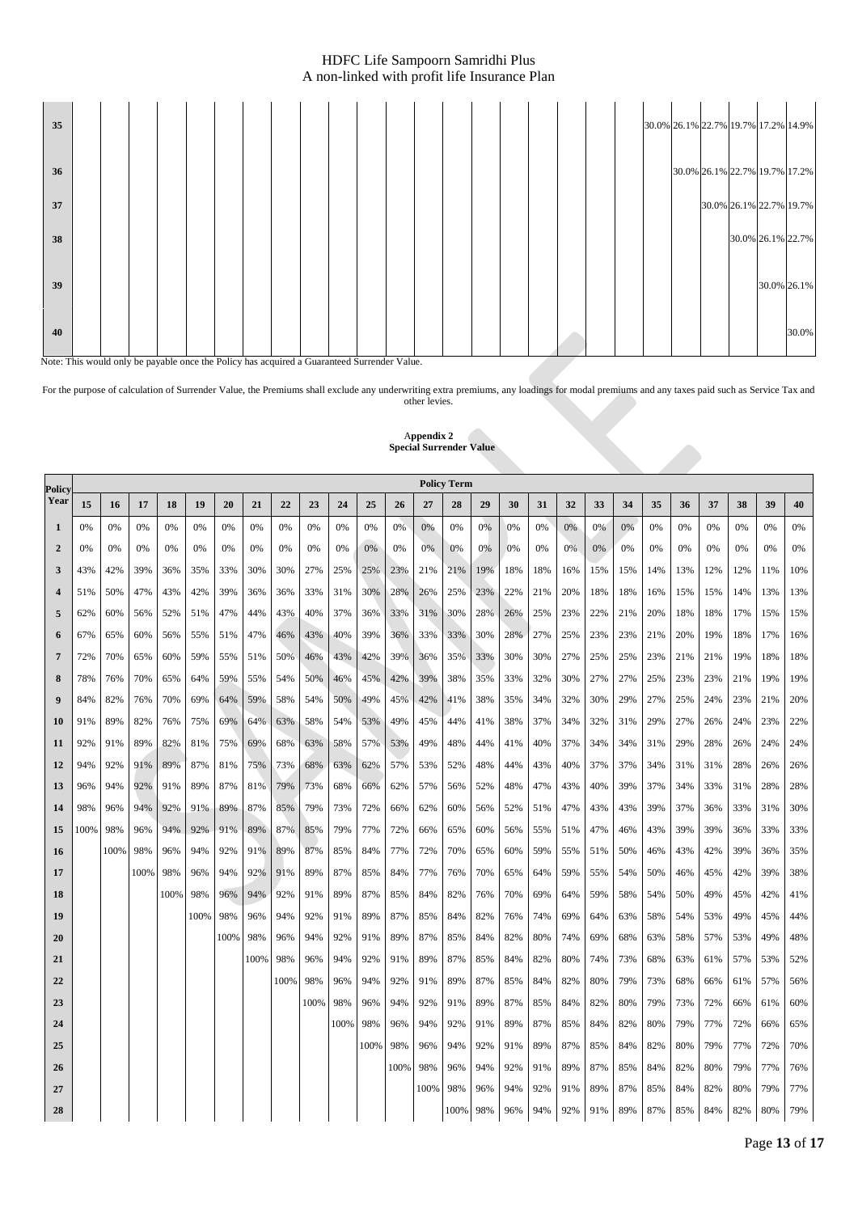| Policy Year | 15 | 16 | 17 | 18 | 19 | 20 | 21 | 22 | 23 | 24 | 25 | 26 | 27 | 28 | 29 | 30 | 31 | 32 | 33 | 34 | 35 | 36 | 37 | 38 | 39 | 40 |
|---|---|---|---|---|---|---|---|---|---|---|---|---|---|---|---|---|---|---|---|---|---|---|---|---|---|---|
| **35** | | | | | | | | | | | | | | | | | | | | | 30.0% | 26.1% | 22.7% | 19.7% | 17.2% | 14.9% |
| **36** | | | | | | | | | | | | | | | | | | | | | | 30.0% | 26.1% | 22.7% | 19.7% | 17.2% |
| **37** | | | | | | | | | | | | | | | | | | | | | | | 30.0% | 26.1% | 22.7% | 19.7% |
| **38** | | | | | | | | | | | | | | | | | | | | | | | | 30.0% | 26.1% | 22.7% |
| **39** | | | | | | | | | | | | | | | | | | | | | | | | | 30.0% | 26.1% |
| **40** | | | | | | | | | | | | | | | | | | | | | | | | | | 30.0% |

Note: This would only be payable once the Policy has acquired a Guaranteed Surrender Value.

For the purpose of calculation of Surrender Value, the Premiums shall exclude any underwriting extra premiums, any loadings for modal premiums and any taxes paid such as Service Tax and other levies.

## Appendix 2
## Special Surrender Value

| Policy Year | Policy Term | | | | | | | | | | | | | | | | | | | | | | | | | |
|---|---|---|---|---|---|---|---|---|---|---|---|---|---|---|---|---|---|---|---|---|---|---|---|---|---|---|
| | 15 | 16 | 17 | 18 | 19 | 20 | 21 | 22 | 23 | 24 | 25 | 26 | 27 | 28 | 29 | 30 | 31 | 32 | 33 | 34 | 35 | 36 | 37 | 38 | 39 | 40 |
| **1** | 0% | 0% | 0% | 0% | 0% | 0% | 0% | 0% | 0% | 0% | 0% | 0% | 0% | 0% | 0% | 0% | 0% | 0% | 0% | 0% | 0% | 0% | 0% | 0% | 0% | 0% |
| **2** | 0% | 0% | 0% | 0% | 0% | 0% | 0% | 0% | 0% | 0% | 0% | 0% | 0% | 0% | 0% | 0% | 0% | 0% | 0% | 0% | 0% | 0% | 0% | 0% | 0% | 0% |
| **3** | 43% | 42% | 39% | 36% | 35% | 33% | 30% | 30% | 27% | 25% | 25% | 23% | 21% | 21% | 19% | 18% | 18% | 16% | 15% | 15% | 14% | 13% | 12% | 12% | 11% | 10% |
| **4** | 51% | 50% | 47% | 43% | 42% | 39% | 36% | 36% | 33% | 31% | 30% | 28% | 26% | 25% | 23% | 22% | 21% | 20% | 18% | 18% | 16% | 15% | 15% | 14% | 13% | 13% |
| **5** | 62% | 60% | 56% | 52% | 51% | 47% | 44% | 43% | 40% | 37% | 36% | 33% | 31% | 30% | 28% | 26% | 25% | 23% | 22% | 21% | 20% | 18% | 18% | 17% | 15% | 15% |
| **6** | 67% | 65% | 60% | 56% | 55% | 51% | 47% | 46% | 43% | 40% | 39% | 36% | 33% | 33% | 30% | 28% | 27% | 25% | 23% | 23% | 21% | 20% | 19% | 18% | 17% | 16% |
| **7** | 72% | 70% | 65% | 60% | 59% | 55% | 51% | 50% | 46% | 43% | 42% | 39% | 36% | 35% | 33% | 30% | 30% | 27% | 25% | 25% | 23% | 21% | 21% | 19% | 18% | 18% |
| **8** | 78% | 76% | 70% | 65% | 64% | 59% | 55% | 54% | 50% | 46% | 45% | 42% | 39% | 38% | 35% | 33% | 32% | 30% | 27% | 27% | 25% | 23% | 23% | 21% | 19% | 19% |
| **9** | 84% | 82% | 76% | 70% | 69% | 64% | 59% | 58% | 54% | 50% | 49% | 45% | 42% | 41% | 38% | 35% | 34% | 32% | 30% | 29% | 27% | 25% | 24% | 23% | 21% | 20% |
| **10** | 91% | 89% | 82% | 76% | 75% | 69% | 64% | 63% | 58% | 54% | 53% | 49% | 45% | 44% | 41% | 38% | 37% | 34% | 32% | 31% | 29% | 27% | 26% | 24% | 23% | 22% |
| **11** | 92% | 91% | 89% | 82% | 81% | 75% | 69% | 68% | 63% | 58% | 57% | 53% | 49% | 48% | 44% | 41% | 40% | 37% | 34% | 34% | 31% | 29% | 28% | 26% | 24% | 24% |
| **12** | 94% | 92% | 91% | 89% | 87% | 81% | 75% | 73% | 68% | 63% | 62% | 57% | 53% | 52% | 48% | 44% | 43% | 40% | 37% | 37% | 34% | 31% | 31% | 28% | 26% | 26% |
| **13** | 96% | 94% | 92% | 91% | 89% | 87% | 81% | 79% | 73% | 68% | 66% | 62% | 57% | 56% | 52% | 48% | 47% | 43% | 40% | 39% | 37% | 34% | 33% | 31% | 28% | 28% |
| **14** | 98% | 96% | 94% | 92% | 91% | 89% | 87% | 85% | 79% | 73% | 72% | 66% | 62% | 60% | 56% | 52% | 51% | 47% | 43% | 43% | 39% | 37% | 36% | 33% | 31% | 30% |
| **15** | 100% | 98% | 96% | 94% | 92% | 91% | 89% | 87% | 85% | 79% | 77% | 72% | 66% | 65% | 60% | 56% | 55% | 51% | 47% | 46% | 43% | 39% | 39% | 36% | 33% | 33% |
| **16** | | 100% | 98% | 96% | 94% | 92% | 91% | 89% | 87% | 85% | 84% | 77% | 72% | 70% | 65% | 60% | 59% | 55% | 51% | 50% | 46% | 43% | 42% | 39% | 36% | 35% |
| **17** | | | 100% | 98% | 96% | 94% | 92% | 91% | 89% | 87% | 85% | 84% | 77% | 76% | 70% | 65% | 64% | 59% | 55% | 54% | 50% | 46% | 45% | 42% | 39% | 38% |
| **18** | | | | 100% | 98% | 96% | 94% | 92% | 91% | 89% | 87% | 85% | 84% | 82% | 76% | 70% | 69% | 64% | 59% | 58% | 54% | 50% | 49% | 45% | 42% | 41% |
| **19** | | | | | 100% | 98% | 96% | 94% | 92% | 91% | 89% | 87% | 85% | 84% | 82% | 76% | 74% | 69% | 64% | 63% | 58% | 54% | 53% | 49% | 45% | 44% |
| **20** | | | | | | 100% | 98% | 96% | 94% | 92% | 91% | 89% | 87% | 85% | 84% | 82% | 80% | 74% | 69% | 68% | 63% | 58% | 57% | 53% | 49% | 48% |
| **21** | | | | | | | 100% | 98% | 96% | 94% | 92% | 91% | 89% | 87% | 85% | 84% | 82% | 80% | 74% | 73% | 68% | 63% | 61% | 57% | 53% | 52% |
| **22** | | | | | | | | 100% | 98% | 96% | 94% | 92% | 91% | 89% | 87% | 85% | 84% | 82% | 80% | 79% | 73% | 68% | 66% | 61% | 57% | 56% |
| **23** | | | | | | | | | 100% | 98% | 96% | 94% | 92% | 91% | 89% | 87% | 85% | 84% | 82% | 80% | 79% | 73% | 72% | 66% | 61% | 60% |
| **24** | | | | | | | | | | 100% | 98% | 96% | 94% | 92% | 91% | 89% | 87% | 85% | 84% | 82% | 80% | 79% | 77% | 72% | 66% | 65% |
| **25** | | | | | | | | | | | 100% | 98% | 96% | 94% | 92% | 91% | 89% | 87% | 85% | 84% | 82% | 80% | 79% | 77% | 72% | 70% |
| **26** | | | | | | | | | | | | 100% | 98% | 96% | 94% | 92% | 91% | 89% | 87% | 85% | 84% | 82% | 80% | 79% | 77% | 76% |
| **27** | | | | | | | | | | | | | 100% | 98% | 96% | 94% | 92% | 91% | 89% | 87% | 85% | 84% | 82% | 80% | 79% | 77% |
| **28** | | | | | | | | | | | | | | 100% | 98% | 96% | 94% | 92% | 91% | 89% | 87% | 85% | 84% | 82% | 80% | 79% |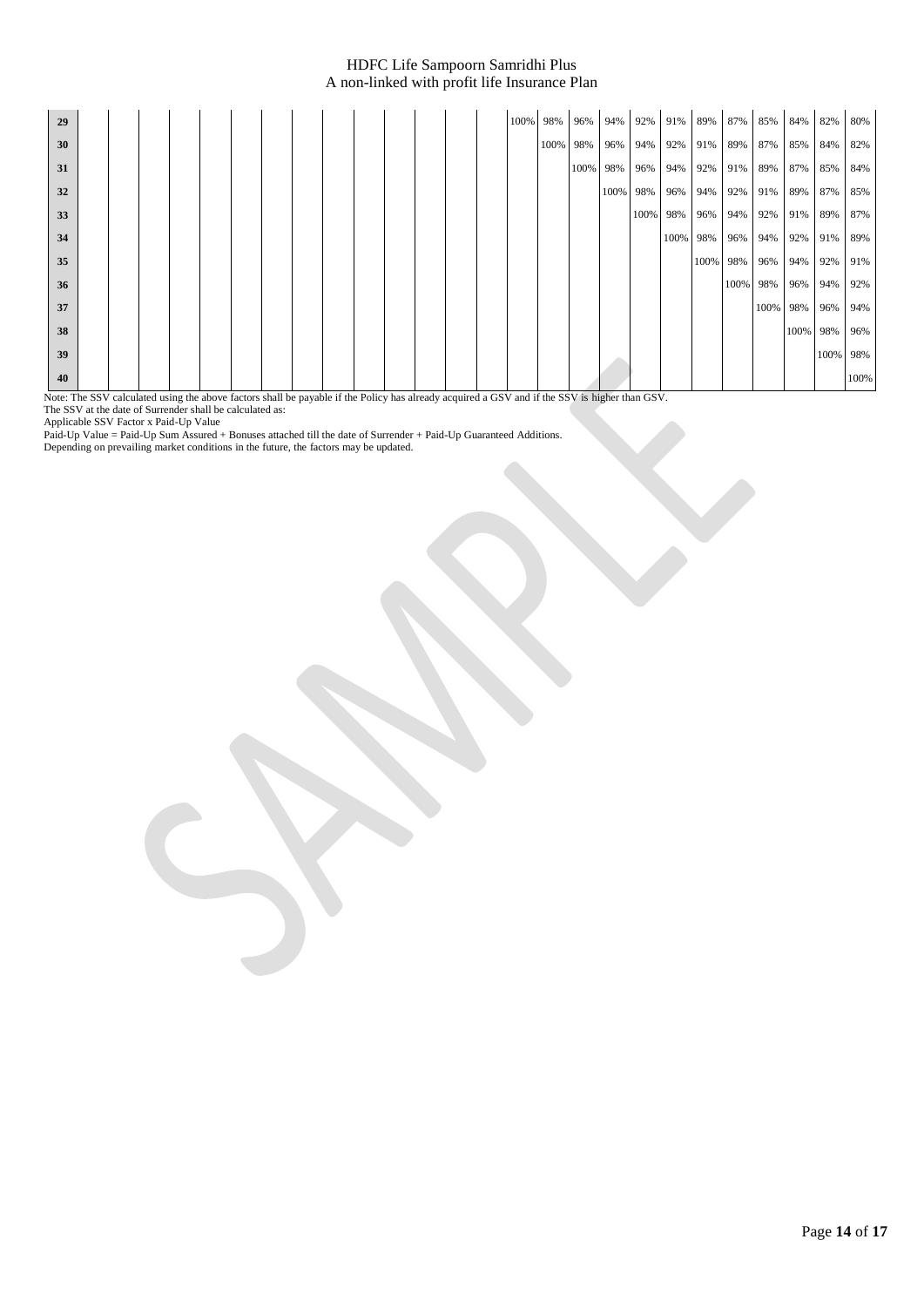| | | | | | | | | | | | | | | | | | | | | | | | | | | |
|---|---|---|---|---|---|---|---|---|---|---|---|---|---|---|---|---|---|---|---|---|---|---|---|---|---|---|
| **29** | | | | | | | | | | | | | | | 100% | 98% | 96% | 94% | 92% | 91% | 89% | 87% | 85% | 84% | 82% | 80% |
| **30** | | | | | | | | | | | | | | | | 100% | 98% | 96% | 94% | 92% | 91% | 89% | 87% | 85% | 84% | 82% |
| **31** | | | | | | | | | | | | | | | | | 100% | 98% | 96% | 94% | 92% | 91% | 89% | 87% | 85% | 84% |
| **32** | | | | | | | | | | | | | | | | | | 100% | 98% | 96% | 94% | 92% | 91% | 89% | 87% | 85% |
| **33** | | | | | | | | | | | | | | | | | | | 100% | 98% | 96% | 94% | 92% | 91% | 89% | 87% |
| **34** | | | | | | | | | | | | | | | | | | | | 100% | 98% | 96% | 94% | 92% | 91% | 89% |
| **35** | | | | | | | | | | | | | | | | | | | | | 100% | 98% | 96% | 94% | 92% | 91% |
| **36** | | | | | | | | | | | | | | | | | | | | | | 100% | 98% | 96% | 94% | 92% |
| **37** | | | | | | | | | | | | | | | | | | | | | | | 100% | 98% | 96% | 94% |
| **38** | | | | | | | | | | | | | | | | | | | | | | | | 100% | 98% | 96% |
| **39** | | | | | | | | | | | | | | | | | | | | | | | | | 100% | 98% |
| **40** | | | | | | | | | | | | | | | | | | | | | | | | | | 100% |

Note: The SSV calculated using the above factors shall be payable if the Policy has already acquired a GSV and if the SSV is higher than GSV.

The SSV at the date of Surrender shall be calculated as:

Applicable SSV Factor x Paid-Up Value

Paid-Up Value = Paid-Up Sum Assured + Bonuses attached till the date of Surrender + Paid-Up Guaranteed Additions.

Depending on prevailing market conditions in the future, the factors may be updated.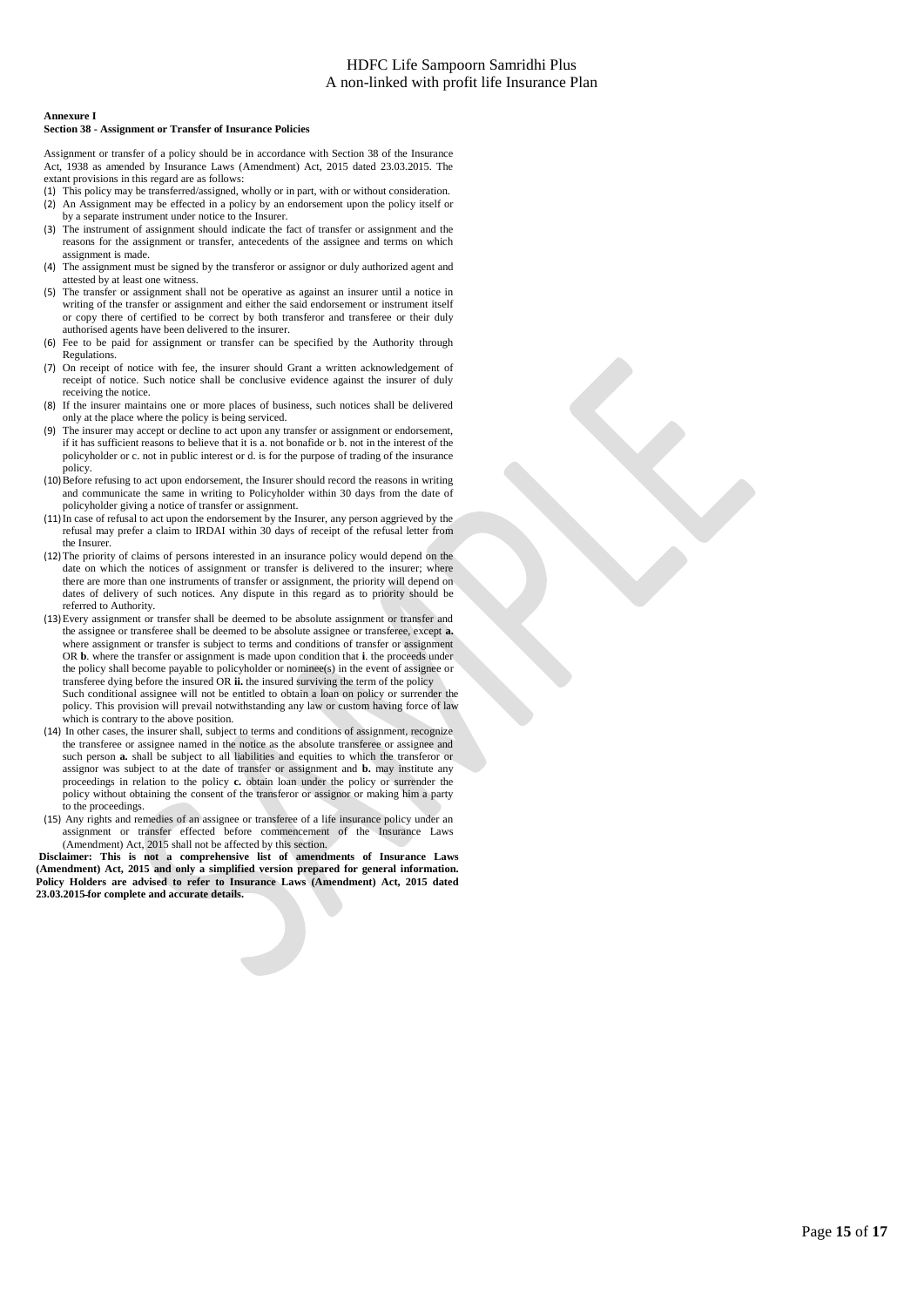**Annexure I**

**Section 38 - Assignment or Transfer of Insurance Policies**

Assignment or transfer of a policy should be in accordance with Section 38 of the Insurance Act, 1938 as amended by Insurance Laws (Amendment) Act, 2015 dated 23.03.2015. The extant provisions in this regard are as follows:

(1) This policy may be transferred/assigned, wholly or in part, with or without consideration.
(2) An Assignment may be effected in a policy by an endorsement upon the policy itself or by a separate instrument under notice to the Insurer.
(3) The instrument of assignment should indicate the fact of transfer or assignment and the reasons for the assignment or transfer, antecedents of the assignee and terms on which assignment is made.
(4) The assignment must be signed by the transferor or assignor or duly authorized agent and attested by at least one witness.
(5) The transfer or assignment shall not be operative as against an insurer until a notice in writing of the transfer or assignment and either the said endorsement or instrument itself or copy there of certified to be correct by both transferor and transferee or their duly authorised agents have been delivered to the insurer.
(6) Fee to be paid for assignment or transfer can be specified by the Authority through Regulations.
(7) On receipt of notice with fee, the insurer should Grant a written acknowledgement of receipt of notice. Such notice shall be conclusive evidence against the insurer of duly receiving the notice.
(8) If the insurer maintains one or more places of business, such notices shall be delivered only at the place where the policy is being serviced.
(9) The insurer may accept or decline to act upon any transfer or assignment or endorsement, if it has sufficient reasons to believe that it is a. not bonafide or b. not in the interest of the policyholder or c. not in public interest or d. is for the purpose of trading of the insurance policy.
(10) Before refusing to act upon endorsement, the Insurer should record the reasons in writing and communicate the same in writing to Policyholder within 30 days from the date of policyholder giving a notice of transfer or assignment.
(11) In case of refusal to act upon the endorsement by the Insurer, any person aggrieved by the refusal may prefer a claim to IRDAI within 30 days of receipt of the refusal letter from the Insurer.
(12) The priority of claims of persons interested in an insurance policy would depend on the date on which the notices of assignment or transfer is delivered to the insurer; where there are more than one instruments of transfer or assignment, the priority will depend on dates of delivery of such notices. Any dispute in this regard as to priority should be referred to Authority.
(13) Every assignment or transfer shall be deemed to be absolute assignment or transfer and the assignee or transferee shall be deemed to be absolute assignee or transferee, except **a.** where assignment or transfer is subject to terms and conditions of transfer or assignment OR **b**. where the transfer or assignment is made upon condition that **i**. the proceeds under the policy shall become payable to policyholder or nominee(s) in the event of assignee or transferee dying before the insured OR **ii.** the insured surviving the term of the policy
Such conditional assignee will not be entitled to obtain a loan on policy or surrender the policy. This provision will prevail notwithstanding any law or custom having force of law which is contrary to the above position.
(14) In other cases, the insurer shall, subject to terms and conditions of assignment, recognize the transferee or assignee named in the notice as the absolute transferee or assignee and such person **a.** shall be subject to all liabilities and equities to which the transferor or assignor was subject to at the date of transfer or assignment and **b.** may institute any proceedings in relation to the policy **c.** obtain loan under the policy or surrender the policy without obtaining the consent of the transferor or assignor or making him a party to the proceedings.
(15) Any rights and remedies of an assignee or transferee of a life insurance policy under an assignment or transfer effected before commencement of the Insurance Laws (Amendment) Act, 2015 shall not be affected by this section.

**Disclaimer: This is not a comprehensive list of amendments of Insurance Laws (Amendment) Act, 2015 and only a simplified version prepared for general information. Policy Holders are advised to refer to Insurance Laws (Amendment) Act, 2015 dated 23.03.2015 for complete and accurate details.**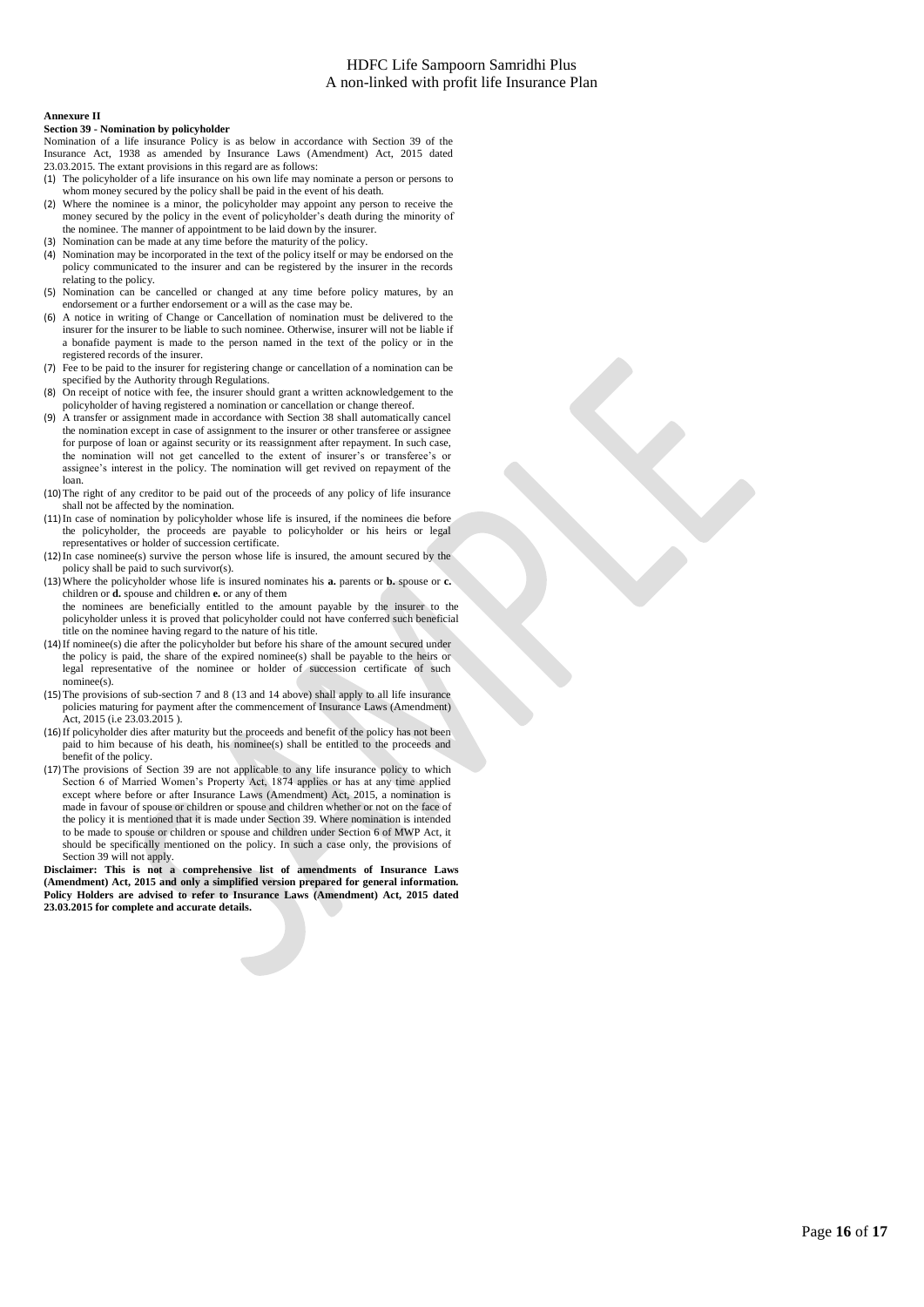**Annexure II**

**Section 39 - Nomination by policyholder**

Nomination of a life insurance Policy is as below in accordance with Section 39 of the Insurance Act, 1938 as amended by Insurance Laws (Amendment) Act, 2015 dated 23.03.2015. The extant provisions in this regard are as follows:

(1) The policyholder of a life insurance on his own life may nominate a person or persons to whom money secured by the policy shall be paid in the event of his death.
(2) Where the nominee is a minor, the policyholder may appoint any person to receive the money secured by the policy in the event of policyholder's death during the minority of the nominee. The manner of appointment to be laid down by the insurer.
(3) Nomination can be made at any time before the maturity of the policy.
(4) Nomination may be incorporated in the text of the policy itself or may be endorsed on the policy communicated to the insurer and can be registered by the insurer in the records relating to the policy.
(5) Nomination can be cancelled or changed at any time before policy matures, by an endorsement or a further endorsement or a will as the case may be.
(6) A notice in writing of Change or Cancellation of nomination must be delivered to the insurer for the insurer to be liable to such nominee. Otherwise, insurer will not be liable if a bonafide payment is made to the person named in the text of the policy or in the registered records of the insurer.
(7) Fee to be paid to the insurer for registering change or cancellation of a nomination can be specified by the Authority through Regulations.
(8) On receipt of notice with fee, the insurer should grant a written acknowledgement to the policyholder of having registered a nomination or cancellation or change thereof.
(9) A transfer or assignment made in accordance with Section 38 shall automatically cancel the nomination except in case of assignment to the insurer or other transferee or assignee for purpose of loan or against security or its reassignment after repayment. In such case, the nomination will not get cancelled to the extent of insurer's or transferee's or assignee's interest in the policy. The nomination will get revived on repayment of the loan.
(10) The right of any creditor to be paid out of the proceeds of any policy of life insurance shall not be affected by the nomination.
(11) In case of nomination by policyholder whose life is insured, if the nominees die before the policyholder, the proceeds are payable to policyholder or his heirs or legal representatives or holder of succession certificate.
(12) In case nominee(s) survive the person whose life is insured, the amount secured by the policy shall be paid to such survivor(s).
(13) Where the policyholder whose life is insured nominates his **a.** parents or **b.** spouse or **c.** children or **d.** spouse and children **e.** or any of them
the nominees are beneficially entitled to the amount payable by the insurer to the policyholder unless it is proved that policyholder could not have conferred such beneficial title on the nominee having regard to the nature of his title.
(14) If nominee(s) die after the policyholder but before his share of the amount secured under the policy is paid, the share of the expired nominee(s) shall be payable to the heirs or legal representative of the nominee or holder of succession certificate of such nominee(s).
(15) The provisions of sub-section 7 and 8 (13 and 14 above) shall apply to all life insurance policies maturing for payment after the commencement of Insurance Laws (Amendment) Act, 2015 (i.e 23.03.2015 ).
(16) If policyholder dies after maturity but the proceeds and benefit of the policy has not been paid to him because of his death, his nominee(s) shall be entitled to the proceeds and benefit of the policy.
(17) The provisions of Section 39 are not applicable to any life insurance policy to which Section 6 of Married Women's Property Act, 1874 applies or has at any time applied except where before or after Insurance Laws (Amendment) Act, 2015, a nomination is made in favour of spouse or children or spouse and children whether or not on the face of the policy it is mentioned that it is made under Section 39. Where nomination is intended to be made to spouse or children or spouse and children under Section 6 of MWP Act, it should be specifically mentioned on the policy. In such a case only, the provisions of Section 39 will not apply.

**Disclaimer: This is not a comprehensive list of amendments of Insurance Laws (Amendment) Act, 2015 and only a simplified version prepared for general information. Policy Holders are advised to refer to Insurance Laws (Amendment) Act, 2015 dated 23.03.2015 for complete and accurate details.**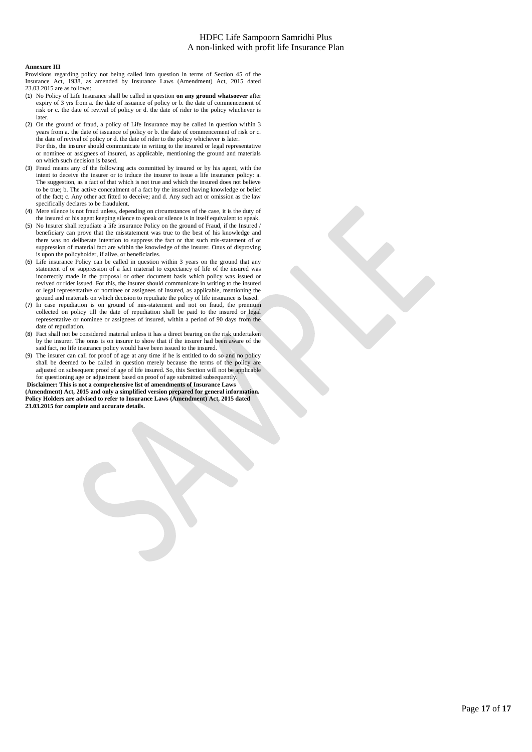**Annexure III**

Provisions regarding policy not being called into question in terms of Section 45 of the Insurance Act, 1938, as amended by Insurance Laws (Amendment) Act, 2015 dated 23.03.2015 are as follows:

(1) No Policy of Life Insurance shall be called in question **on any ground whatsoever** after expiry of 3 yrs from a. the date of issuance of policy or b. the date of commencement of risk or c. the date of revival of policy or d. the date of rider to the policy whichever is later.

(2) On the ground of fraud, a policy of Life Insurance may be called in question within 3 years from a. the date of issuance of policy or b. the date of commencement of risk or c. the date of revival of policy or d. the date of rider to the policy whichever is later.
For this, the insurer should communicate in writing to the insured or legal representative or nominee or assignees of insured, as applicable, mentioning the ground and materials on which such decision is based.

(3) Fraud means any of the following acts committed by insured or by his agent, with the intent to deceive the insurer or to induce the insurer to issue a life insurance policy: a. The suggestion, as a fact of that which is not true and which the insured does not believe to be true; b. The active concealment of a fact by the insured having knowledge or belief of the fact; c. Any other act fitted to deceive; and d. Any such act or omission as the law specifically declares to be fraudulent.

(4) Mere silence is not fraud unless, depending on circumstances of the case, it is the duty of the insured or his agent keeping silence to speak or silence is in itself equivalent to speak.

(5) No Insurer shall repudiate a life insurance Policy on the ground of Fraud, if the Insured / beneficiary can prove that the misstatement was true to the best of his knowledge and there was no deliberate intention to suppress the fact or that such mis-statement of or suppression of material fact are within the knowledge of the insurer. Onus of disproving is upon the policyholder, if alive, or beneficiaries.

(6) Life insurance Policy can be called in question within 3 years on the ground that any statement of or suppression of a fact material to expectancy of life of the insured was incorrectly made in the proposal or other document basis which policy was issued or revived or rider issued. For this, the insurer should communicate in writing to the insured or legal representative or nominee or assignees of insured, as applicable, mentioning the ground and materials on which decision to repudiate the policy of life insurance is based.

(7) In case repudiation is on ground of mis-statement and not on fraud, the premium collected on policy till the date of repudiation shall be paid to the insured or legal representative or nominee or assignees of insured, within a period of 90 days from the date of repudiation.

(8) Fact shall not be considered material unless it has a direct bearing on the risk undertaken by the insurer. The onus is on insurer to show that if the insurer had been aware of the said fact, no life insurance policy would have been issued to the insured.

(9) The insurer can call for proof of age at any time if he is entitled to do so and no policy shall be deemed to be called in question merely because the terms of the policy are adjusted on subsequent proof of age of life insured. So, this Section will not be applicable for questioning age or adjustment based on proof of age submitted subsequently.

**Disclaimer: This is not a comprehensive list of amendments of Insurance Laws (Amendment) Act, 2015 and only a simplified version prepared for general information. Policy Holders are advised to refer to Insurance Laws (Amendment) Act, 2015 dated 23.03.2015 for complete and accurate details.**